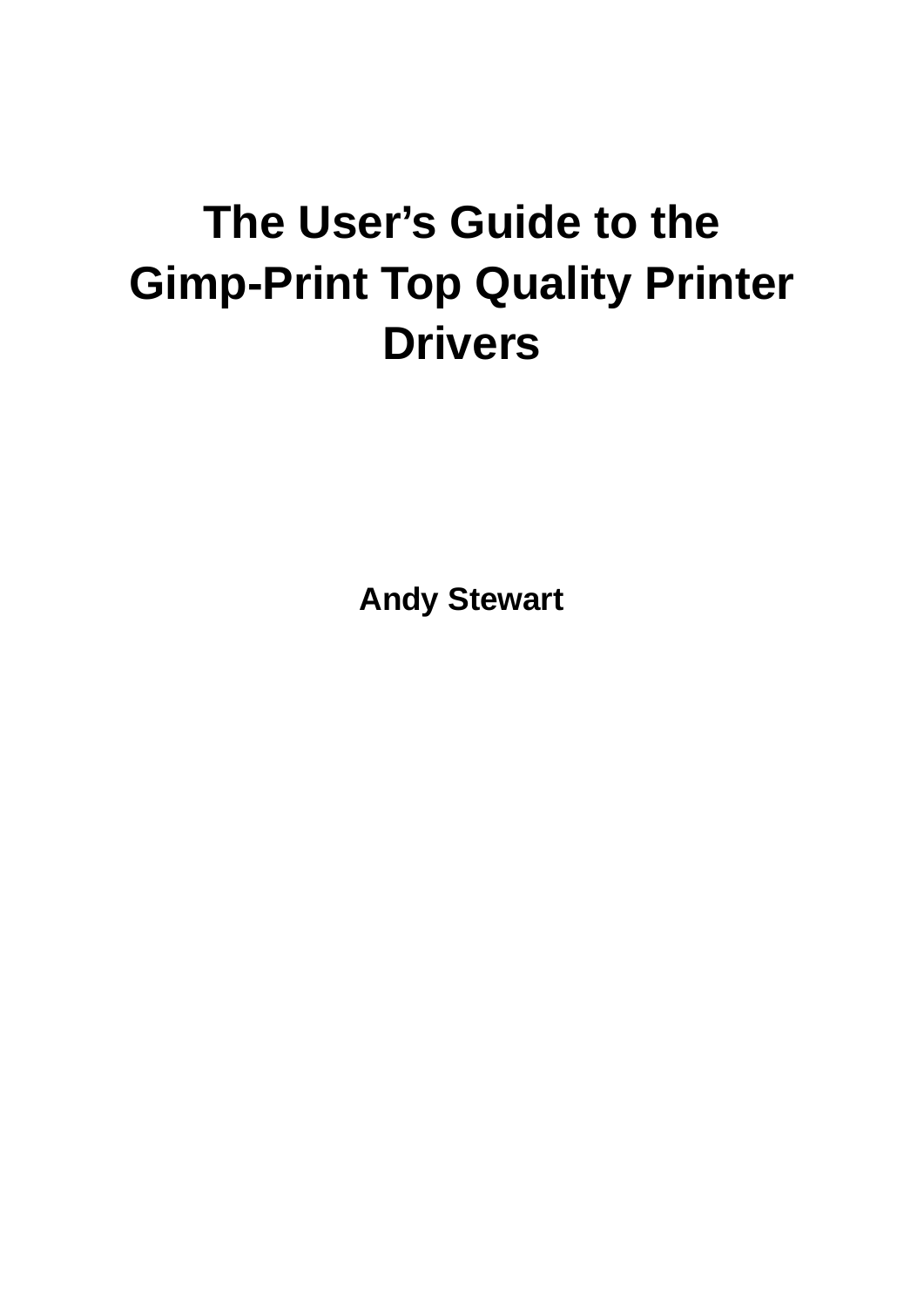# The User's Guide to the Gimp-Print Top Quality Printer Drivers

**Andy Stewart**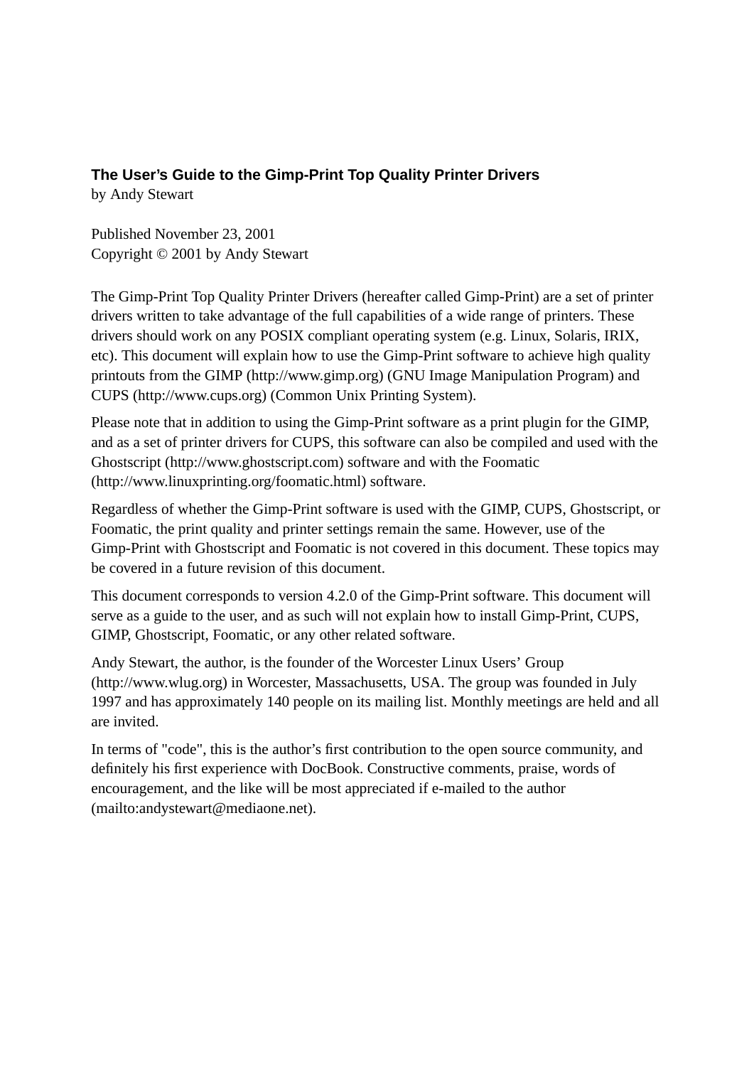**The User's Guide to the Gimp-Print Top Quality Printer Drivers**
by Andy Stewart

Published November 23, 2001
Copyright © 2001 by Andy Stewart

The Gimp-Print Top Quality Printer Drivers (hereafter called Gimp-Print) are a set of printer drivers written to take advantage of the full capabilities of a wide range of printers. These drivers should work on any POSIX compliant operating system (e.g. Linux, Solaris, IRIX, etc). This document will explain how to use the Gimp-Print software to achieve high quality printouts from the GIMP (http://www.gimp.org) (GNU Image Manipulation Program) and CUPS (http://www.cups.org) (Common Unix Printing System).

Please note that in addition to using the Gimp-Print software as a print plugin for the GIMP, and as a set of printer drivers for CUPS, this software can also be compiled and used with the Ghostscript (http://www.ghostscript.com) software and with the Foomatic (http://www.linuxprinting.org/foomatic.html) software.

Regardless of whether the Gimp-Print software is used with the GIMP, CUPS, Ghostscript, or Foomatic, the print quality and printer settings remain the same. However, use of the Gimp-Print with Ghostscript and Foomatic is not covered in this document. These topics may be covered in a future revision of this document.

This document corresponds to version 4.2.0 of the Gimp-Print software. This document will serve as a guide to the user, and as such will not explain how to install Gimp-Print, CUPS, GIMP, Ghostscript, Foomatic, or any other related software.

Andy Stewart, the author, is the founder of the Worcester Linux Users' Group (http://www.wlug.org) in Worcester, Massachusetts, USA. The group was founded in July 1997 and has approximately 140 people on its mailing list. Monthly meetings are held and all are invited.

In terms of "code", this is the author's first contribution to the open source community, and definitely his first experience with DocBook. Constructive comments, praise, words of encouragement, and the like will be most appreciated if e-mailed to the author (mailto:andystewart@mediaone.net).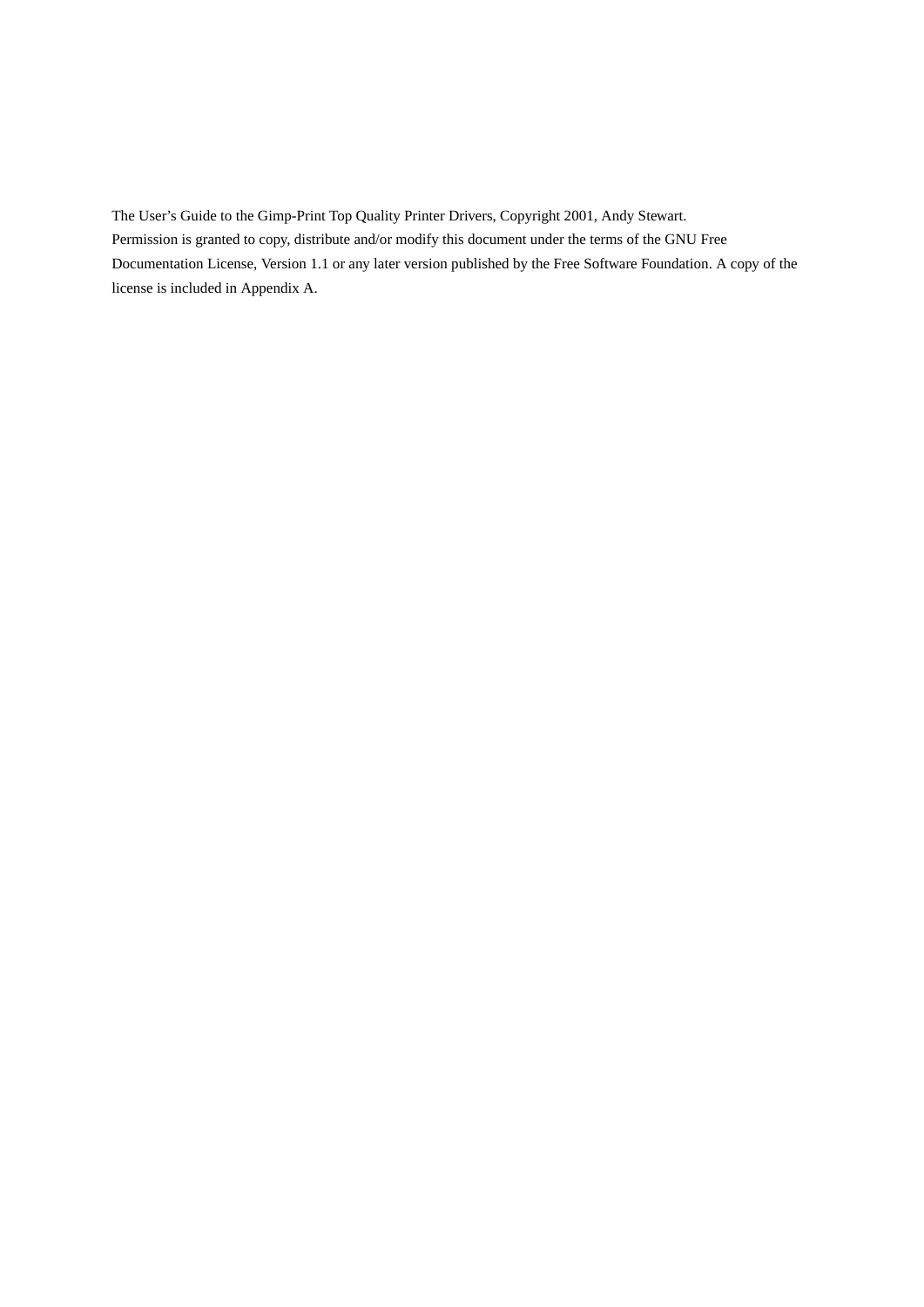The User's Guide to the Gimp-Print Top Quality Printer Drivers, Copyright 2001, Andy Stewart.
Permission is granted to copy, distribute and/or modify this document under the terms of the GNU Free Documentation License, Version 1.1 or any later version published by the Free Software Foundation. A copy of the license is included in Appendix A.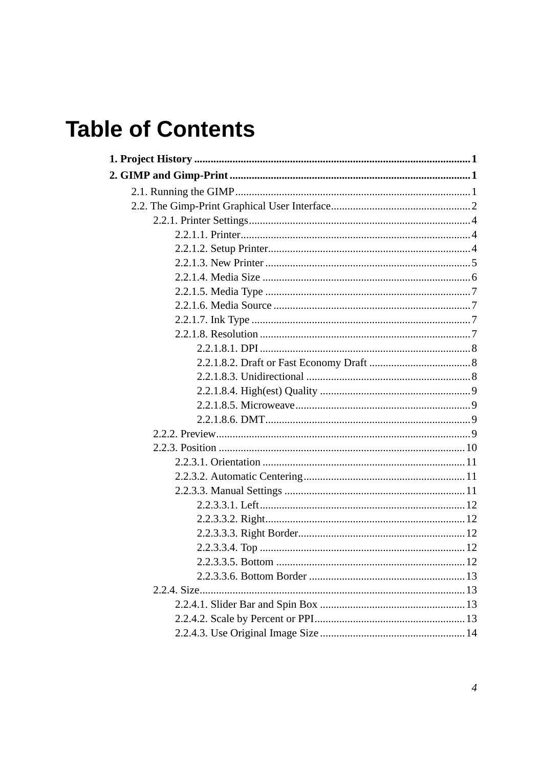# Table of Contents

**1. Project History** .................................................................................................. **1**

**2. GIMP and Gimp-Print** .......................................................................................... **1**

- 2.1. Running the GIMP ......................................................................................... 1
- 2.2. The Gimp-Print Graphical User Interface ...................................................... 2
  - 2.2.1. Printer Settings ...................................................................................... 4
    - 2.2.1.1. Printer ............................................................................................ 4
    - 2.2.1.2. Setup Printer .................................................................................. 4
    - 2.2.1.3. New Printer .................................................................................... 5
    - 2.2.1.4. Media Size ..................................................................................... 6
    - 2.2.1.5. Media Type .................................................................................... 7
    - 2.2.1.6. Media Source ................................................................................. 7
    - 2.2.1.7. Ink Type ......................................................................................... 7
    - 2.2.1.8. Resolution ...................................................................................... 7
      - 2.2.1.8.1. DPI ......................................................................................... 8
      - 2.2.1.8.2. Draft or Fast Economy Draft .................................................. 8
      - 2.2.1.8.3. Unidirectional ......................................................................... 8
      - 2.2.1.8.4. High(est) Quality .................................................................... 9
      - 2.2.1.8.5. Microweave ............................................................................ 9
      - 2.2.1.8.6. DMT ....................................................................................... 9
  - 2.2.2. Preview .................................................................................................. 9
  - 2.2.3. Position .................................................................................................. 10
    - 2.2.3.1. Orientation ..................................................................................... 11
    - 2.2.3.2. Automatic Centering ...................................................................... 11
    - 2.2.3.3. Manual Settings ............................................................................. 11
      - 2.2.3.3.1. Left ......................................................................................... 12
      - 2.2.3.3.2. Right ....................................................................................... 12
      - 2.2.3.3.3. Right Border ........................................................................... 12
      - 2.2.3.3.4. Top ......................................................................................... 12
      - 2.2.3.3.5. Bottom .................................................................................... 12
      - 2.2.3.3.6. Bottom Border ........................................................................ 13
  - 2.2.4. Size ........................................................................................................ 13
    - 2.2.4.1. Slider Bar and Spin Box ................................................................. 13
    - 2.2.4.2. Scale by Percent or PPI .................................................................. 13
    - 2.2.4.3. Use Original Image Size ................................................................. 14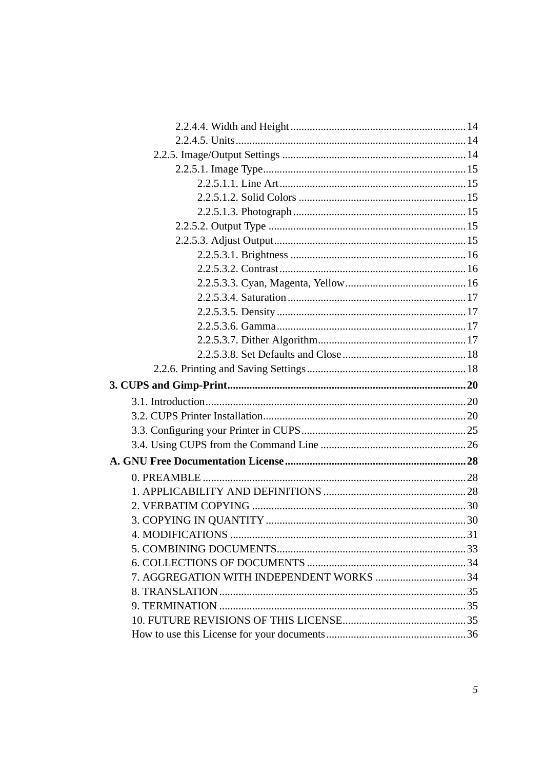- 2.2.4.4. Width and Height ... 14
- 2.2.4.5. Units ... 14
- 2.2.5. Image/Output Settings ... 14
  - 2.2.5.1. Image Type ... 15
    - 2.2.5.1.1. Line Art ... 15
    - 2.2.5.1.2. Solid Colors ... 15
    - 2.2.5.1.3. Photograph ... 15
  - 2.2.5.2. Output Type ... 15
  - 2.2.5.3. Adjust Output ... 15
    - 2.2.5.3.1. Brightness ... 16
    - 2.2.5.3.2. Contrast ... 16
    - 2.2.5.3.3. Cyan, Magenta, Yellow ... 16
    - 2.2.5.3.4. Saturation ... 17
    - 2.2.5.3.5. Density ... 17
    - 2.2.5.3.6. Gamma ... 17
    - 2.2.5.3.7. Dither Algorithm ... 17
    - 2.2.5.3.8. Set Defaults and Close ... 18
- 2.2.6. Printing and Saving Settings ... 18

**3. CUPS and Gimp-Print ... 20**

- 3.1. Introduction ... 20
- 3.2. CUPS Printer Installation ... 20
- 3.3. Configuring your Printer in CUPS ... 25
- 3.4. Using CUPS from the Command Line ... 26

**A. GNU Free Documentation License ... 28**

- 0. PREAMBLE ... 28
- 1. APPLICABILITY AND DEFINITIONS ... 28
- 2. VERBATIM COPYING ... 30
- 3. COPYING IN QUANTITY ... 30
- 4. MODIFICATIONS ... 31
- 5. COMBINING DOCUMENTS ... 33
- 6. COLLECTIONS OF DOCUMENTS ... 34
- 7. AGGREGATION WITH INDEPENDENT WORKS ... 34
- 8. TRANSLATION ... 35
- 9. TERMINATION ... 35
- 10. FUTURE REVISIONS OF THIS LICENSE ... 35
- How to use this License for your documents ... 36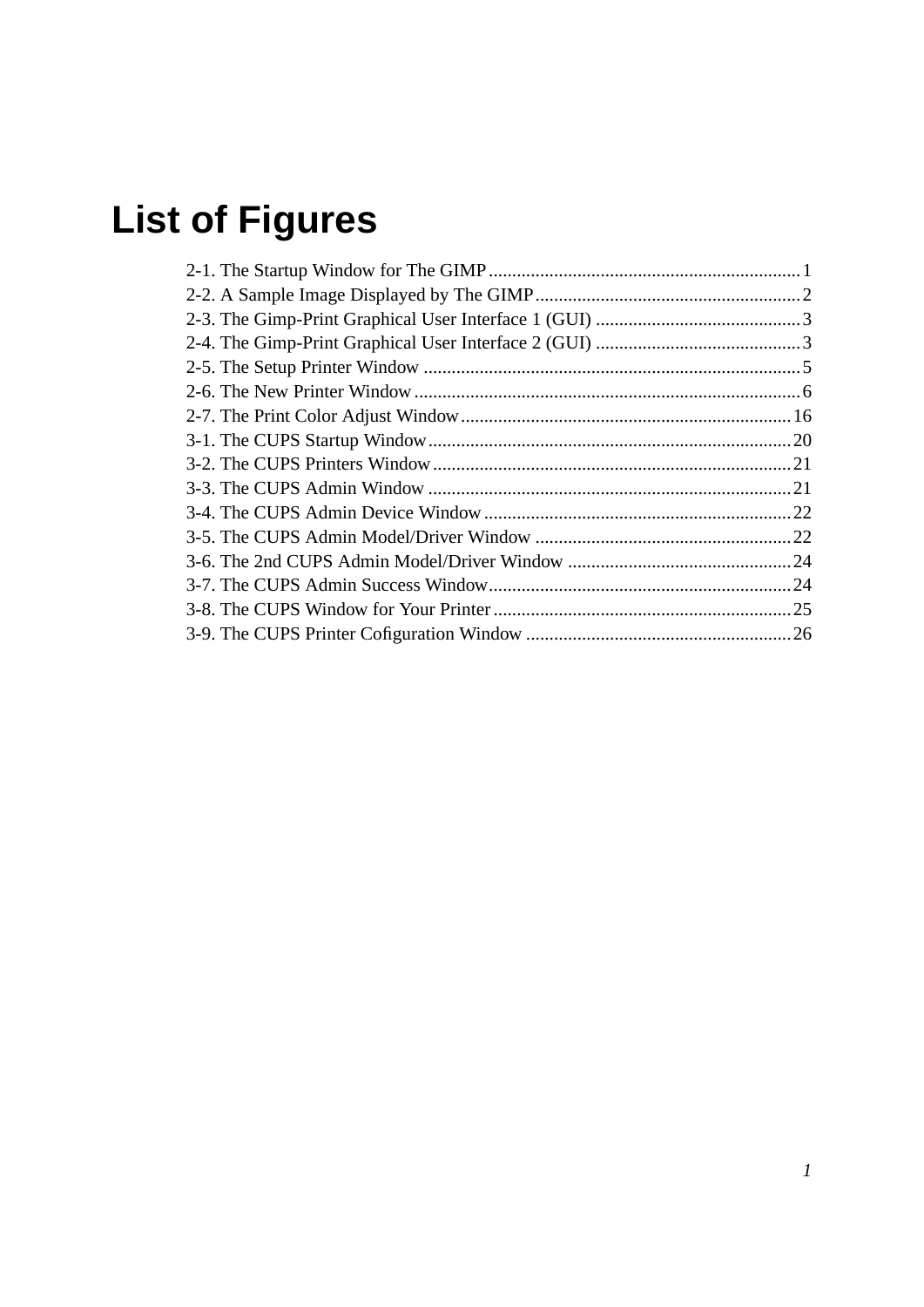# List of Figures

2-1. The Startup Window for The GIMP ... 1
2-2. A Sample Image Displayed by The GIMP ... 2
2-3. The Gimp-Print Graphical User Interface 1 (GUI) ... 3
2-4. The Gimp-Print Graphical User Interface 2 (GUI) ... 3
2-5. The Setup Printer Window ... 5
2-6. The New Printer Window ... 6
2-7. The Print Color Adjust Window ... 16
3-1. The CUPS Startup Window ... 20
3-2. The CUPS Printers Window ... 21
3-3. The CUPS Admin Window ... 21
3-4. The CUPS Admin Device Window ... 22
3-5. The CUPS Admin Model/Driver Window ... 22
3-6. The 2nd CUPS Admin Model/Driver Window ... 24
3-7. The CUPS Admin Success Window ... 24
3-8. The CUPS Window for Your Printer ... 25
3-9. The CUPS Printer Coñguration Window ... 26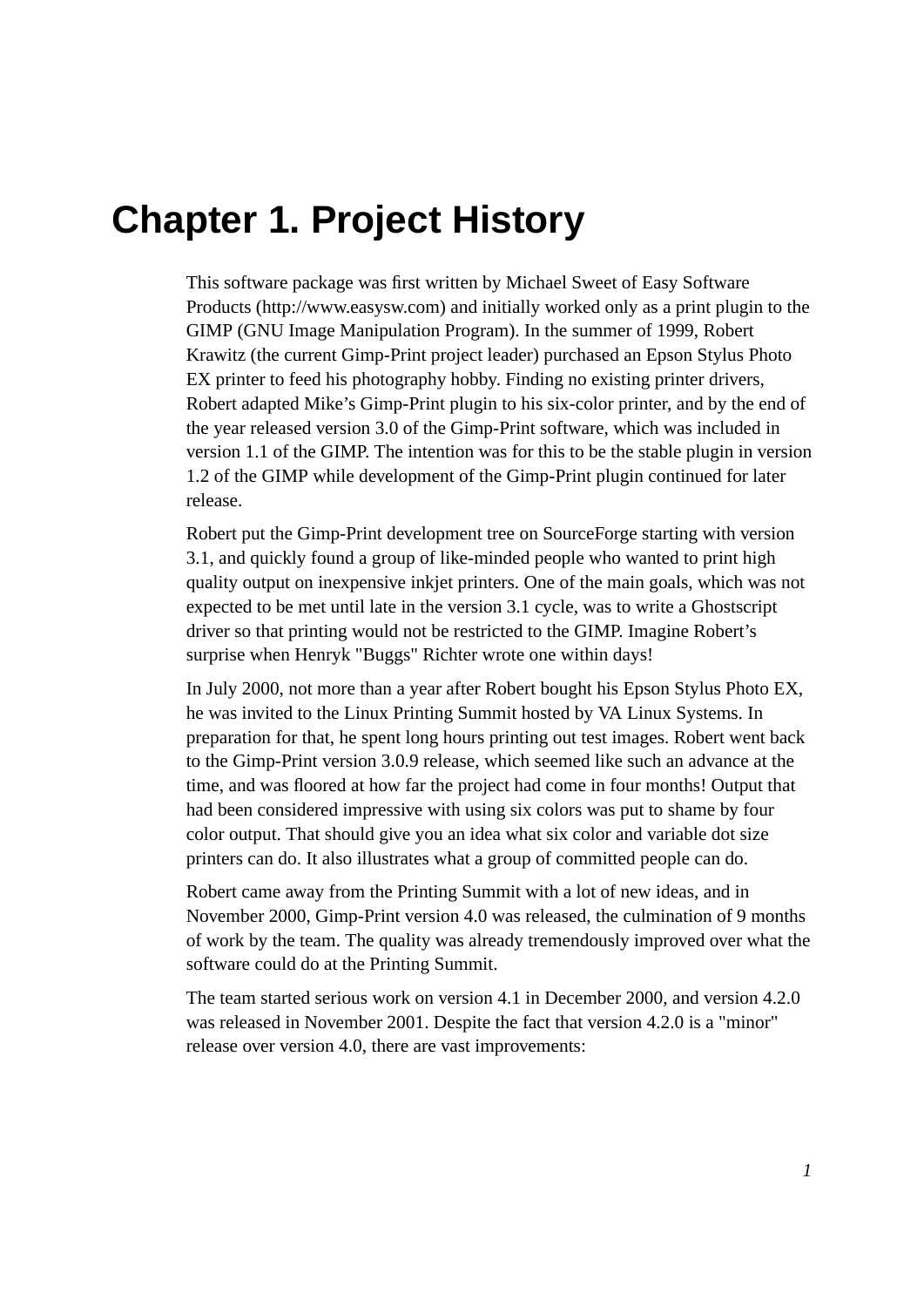# Chapter 1. Project History

This software package was first written by Michael Sweet of Easy Software Products (http://www.easysw.com) and initially worked only as a print plugin to the GIMP (GNU Image Manipulation Program). In the summer of 1999, Robert Krawitz (the current Gimp-Print project leader) purchased an Epson Stylus Photo EX printer to feed his photography hobby. Finding no existing printer drivers, Robert adapted Mike's Gimp-Print plugin to his six-color printer, and by the end of the year released version 3.0 of the Gimp-Print software, which was included in version 1.1 of the GIMP. The intention was for this to be the stable plugin in version 1.2 of the GIMP while development of the Gimp-Print plugin continued for later release.

Robert put the Gimp-Print development tree on SourceForge starting with version 3.1, and quickly found a group of like-minded people who wanted to print high quality output on inexpensive inkjet printers. One of the main goals, which was not expected to be met until late in the version 3.1 cycle, was to write a Ghostscript driver so that printing would not be restricted to the GIMP. Imagine Robert's surprise when Henryk "Buggs" Richter wrote one within days!

In July 2000, not more than a year after Robert bought his Epson Stylus Photo EX, he was invited to the Linux Printing Summit hosted by VA Linux Systems. In preparation for that, he spent long hours printing out test images. Robert went back to the Gimp-Print version 3.0.9 release, which seemed like such an advance at the time, and was floored at how far the project had come in four months! Output that had been considered impressive with using six colors was put to shame by four color output. That should give you an idea what six color and variable dot size printers can do. It also illustrates what a group of committed people can do.

Robert came away from the Printing Summit with a lot of new ideas, and in November 2000, Gimp-Print version 4.0 was released, the culmination of 9 months of work by the team. The quality was already tremendously improved over what the software could do at the Printing Summit.

The team started serious work on version 4.1 in December 2000, and version 4.2.0 was released in November 2001. Despite the fact that version 4.2.0 is a "minor" release over version 4.0, there are vast improvements: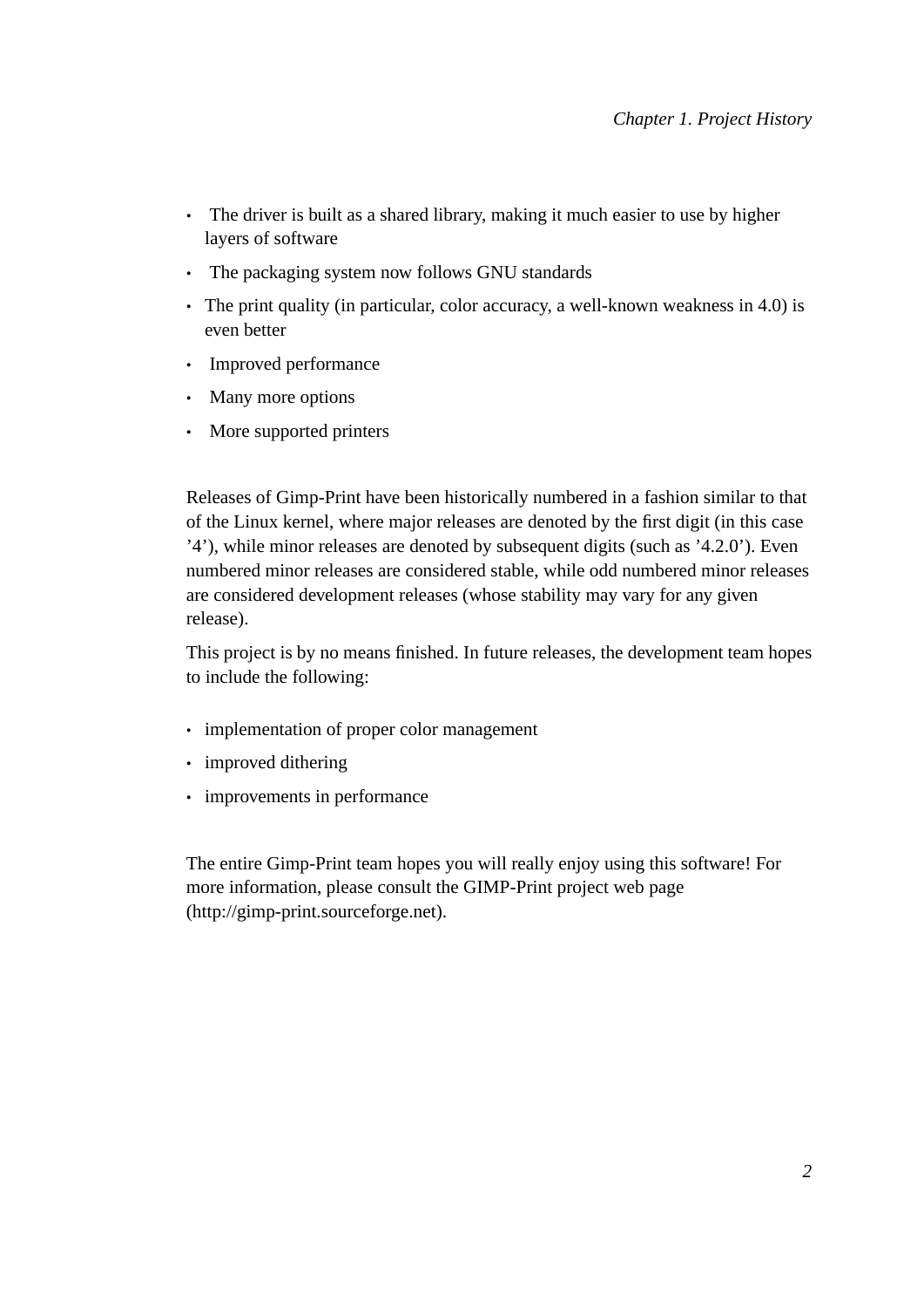- The driver is built as a shared library, making it much easier to use by higher layers of software
- The packaging system now follows GNU standards
- The print quality (in particular, color accuracy, a well-known weakness in 4.0) is even better
- Improved performance
- Many more options
- More supported printers

Releases of Gimp-Print have been historically numbered in a fashion similar to that of the Linux kernel, where major releases are denoted by the first digit (in this case '4'), while minor releases are denoted by subsequent digits (such as '4.2.0'). Even numbered minor releases are considered stable, while odd numbered minor releases are considered development releases (whose stability may vary for any given release).

This project is by no means finished. In future releases, the development team hopes to include the following:

- implementation of proper color management
- improved dithering
- improvements in performance

The entire Gimp-Print team hopes you will really enjoy using this software! For more information, please consult the GIMP-Print project web page (http://gimp-print.sourceforge.net).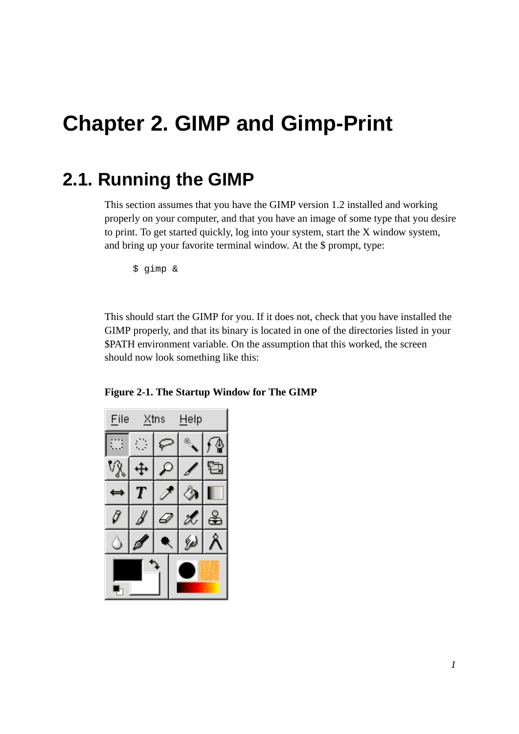# Chapter 2. GIMP and Gimp-Print

## 2.1. Running the GIMP

This section assumes that you have the GIMP version 1.2 installed and working properly on your computer, and that you have an image of some type that you desire to print. To get started quickly, log into your system, start the X window system, and bring up your favorite terminal window. At the $ prompt, type:

```
$ gimp &
```

This should start the GIMP for you. If it does not, check that you have installed the GIMP properly, and that its binary is located in one of the directories listed in your $PATH environment variable. On the assumption that this worked, the screen should now look something like this:

**Figure 2-1. The Startup Window for The GIMP**

File Xtns Help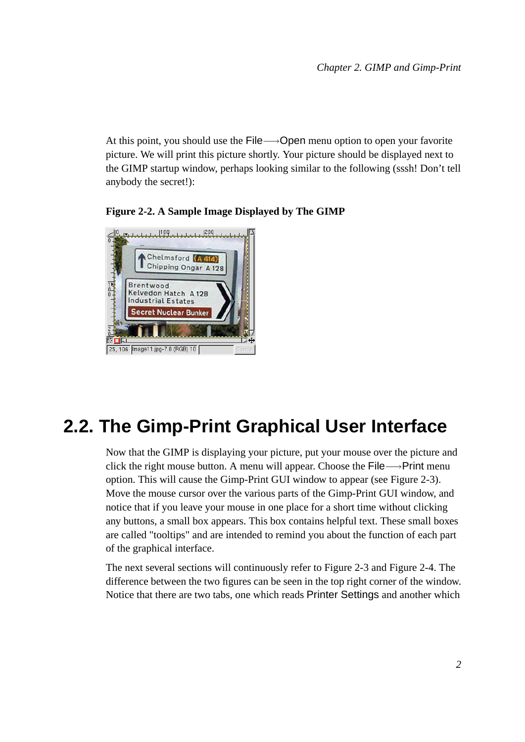At this point, you should use the File⟶Open menu option to open your favorite picture. We will print this picture shortly. Your picture should be displayed next to the GIMP startup window, perhaps looking similar to the following (sssh! Don't tell anybody the secret!):

**Figure 2-2. A Sample Image Displayed by The GIMP**

## 2.2. The Gimp-Print Graphical User Interface

Now that the GIMP is displaying your picture, put your mouse over the picture and click the right mouse button. A menu will appear. Choose the File⟶Print menu option. This will cause the Gimp-Print GUI window to appear (see Figure 2-3). Move the mouse cursor over the various parts of the Gimp-Print GUI window, and notice that if you leave your mouse in one place for a short time without clicking any buttons, a small box appears. This box contains helpful text. These small boxes are called "tooltips" and are intended to remind you about the function of each part of the graphical interface.

The next several sections will continuously refer to Figure 2-3 and Figure 2-4. The difference between the two figures can be seen in the top right corner of the window. Notice that there are two tabs, one which reads Printer Settings and another which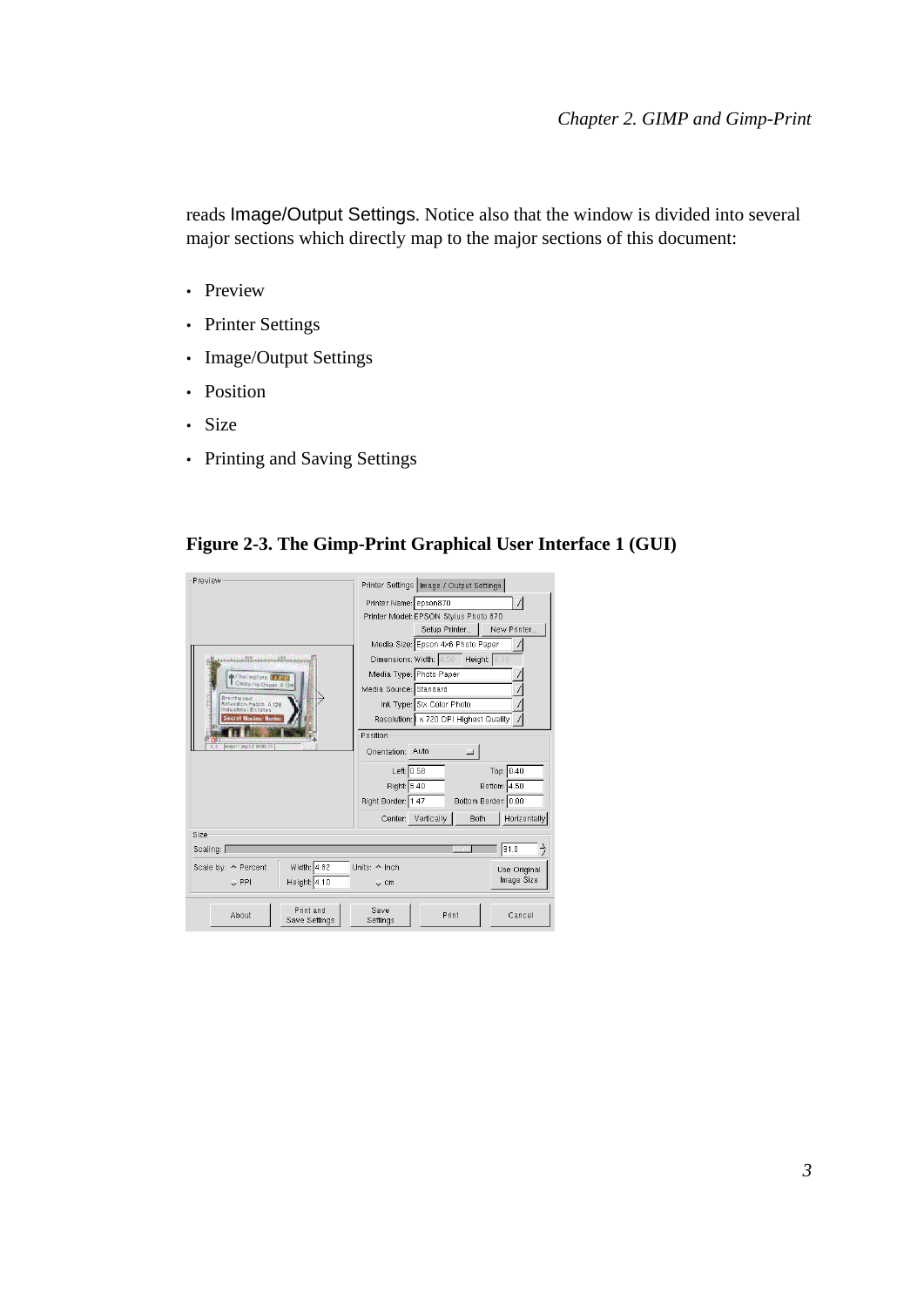reads Image/Output Settings. Notice also that the window is divided into several major sections which directly map to the major sections of this document:

- Preview
- Printer Settings
- Image/Output Settings
- Position
- Size
- Printing and Saving Settings

**Figure 2-3. The Gimp-Print Graphical User Interface 1 (GUI)**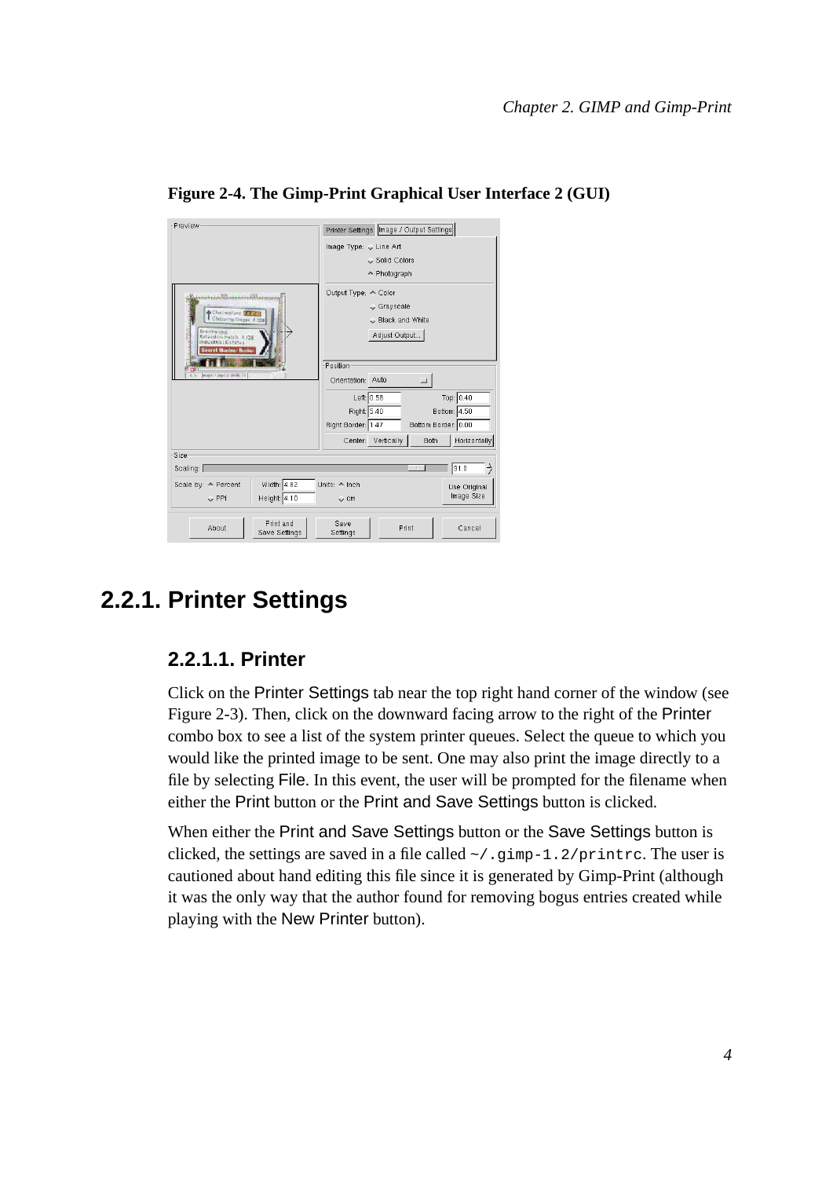**Figure 2-4. The Gimp-Print Graphical User Interface 2 (GUI)**

## 2.2.1. Printer Settings

### 2.2.1.1. Printer

Click on the Printer Settings tab near the top right hand corner of the window (see Figure 2-3). Then, click on the downward facing arrow to the right of the Printer combo box to see a list of the system printer queues. Select the queue to which you would like the printed image to be sent. One may also print the image directly to a file by selecting File. In this event, the user will be prompted for the filename when either the Print button or the Print and Save Settings button is clicked.

When either the Print and Save Settings button or the Save Settings button is clicked, the settings are saved in a file called `~/.gimp-1.2/printrc`. The user is cautioned about hand editing this file since it is generated by Gimp-Print (although it was the only way that the author found for removing bogus entries created while playing with the New Printer button).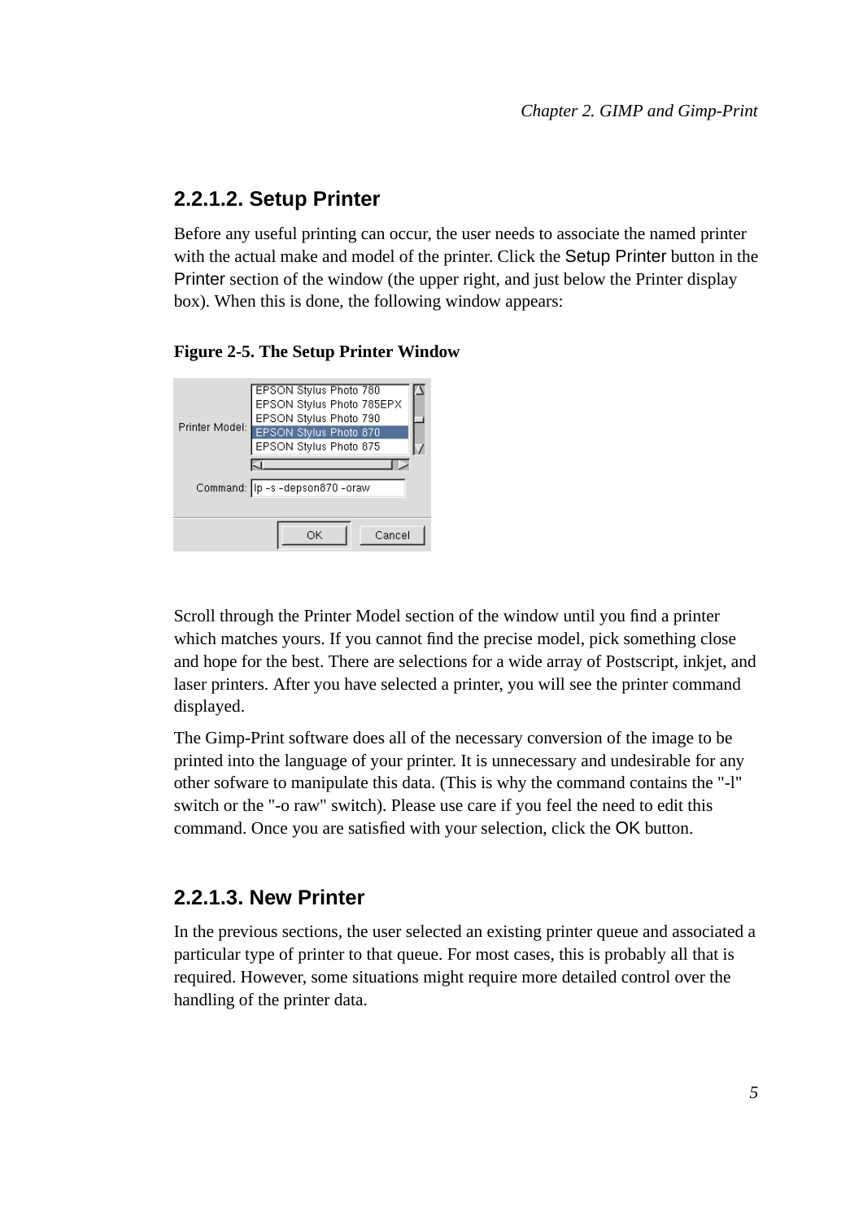### 2.2.1.2. Setup Printer

Before any useful printing can occur, the user needs to associate the named printer with the actual make and model of the printer. Click the Setup Printer button in the Printer section of the window (the upper right, and just below the Printer display box). When this is done, the following window appears:

**Figure 2-5. The Setup Printer Window**

Printer Model:
EPSON Stylus Photo 780
EPSON Stylus Photo 785EPX
EPSON Stylus Photo 790
EPSON Stylus Photo 870
EPSON Stylus Photo 875

Command: lp -s -depson870 -oraw

OK
Cancel

Scroll through the Printer Model section of the window until you find a printer which matches yours. If you cannot find the precise model, pick something close and hope for the best. There are selections for a wide array of Postscript, inkjet, and laser printers. After you have selected a printer, you will see the printer command displayed.

The Gimp-Print software does all of the necessary conversion of the image to be printed into the language of your printer. It is unnecessary and undesirable for any other sofware to manipulate this data. (This is why the command contains the "-l" switch or the "-o raw" switch). Please use care if you feel the need to edit this command. Once you are satisfied with your selection, click the OK button.

### 2.2.1.3. New Printer

In the previous sections, the user selected an existing printer queue and associated a particular type of printer to that queue. For most cases, this is probably all that is required. However, some situations might require more detailed control over the handling of the printer data.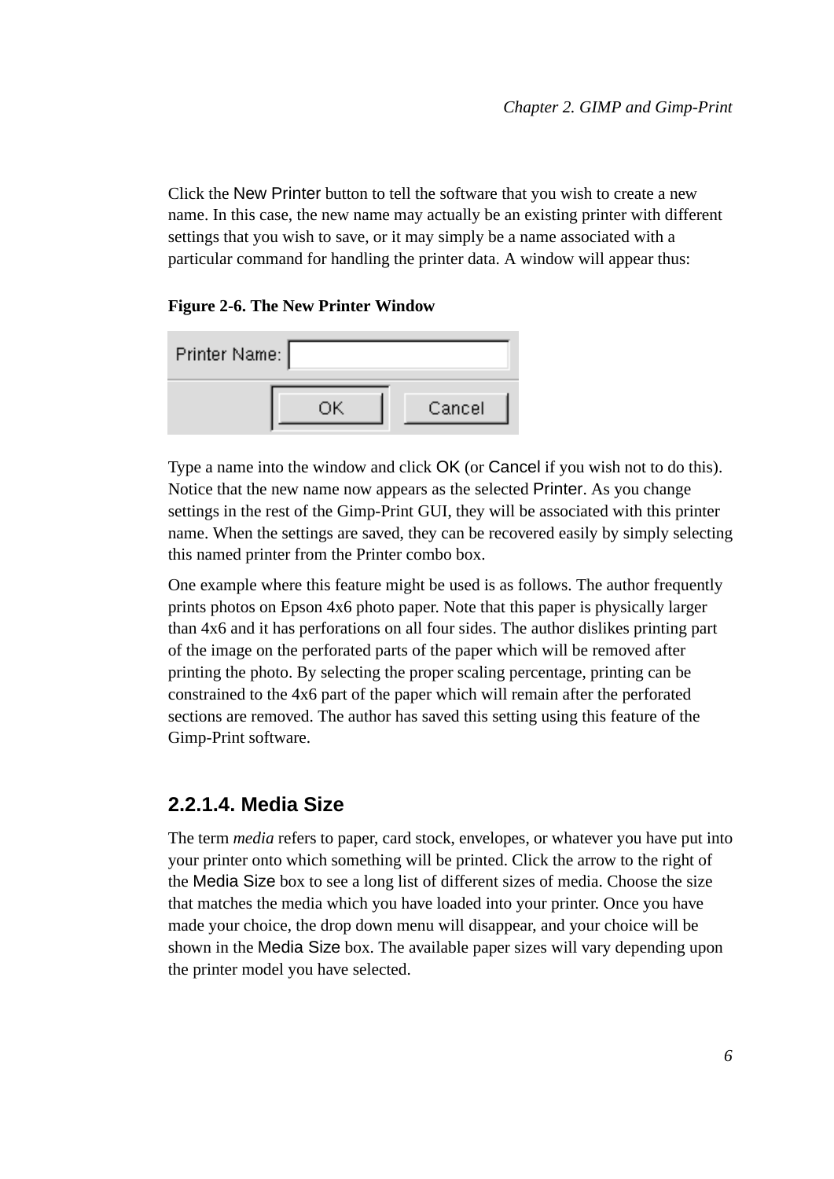Click the New Printer button to tell the software that you wish to create a new name. In this case, the new name may actually be an existing printer with different settings that you wish to save, or it may simply be a name associated with a particular command for handling the printer data. A window will appear thus:

**Figure 2-6. The New Printer Window**

Printer Name:

OK Cancel

Type a name into the window and click OK (or Cancel if you wish not to do this). Notice that the new name now appears as the selected Printer. As you change settings in the rest of the Gimp-Print GUI, they will be associated with this printer name. When the settings are saved, they can be recovered easily by simply selecting this named printer from the Printer combo box.

One example where this feature might be used is as follows. The author frequently prints photos on Epson 4x6 photo paper. Note that this paper is physically larger than 4x6 and it has perforations on all four sides. The author dislikes printing part of the image on the perforated parts of the paper which will be removed after printing the photo. By selecting the proper scaling percentage, printing can be constrained to the 4x6 part of the paper which will remain after the perforated sections are removed. The author has saved this setting using this feature of the Gimp-Print software.

### 2.2.1.4. Media Size

The term *media* refers to paper, card stock, envelopes, or whatever you have put into your printer onto which something will be printed. Click the arrow to the right of the Media Size box to see a long list of different sizes of media. Choose the size that matches the media which you have loaded into your printer. Once you have made your choice, the drop down menu will disappear, and your choice will be shown in the Media Size box. The available paper sizes will vary depending upon the printer model you have selected.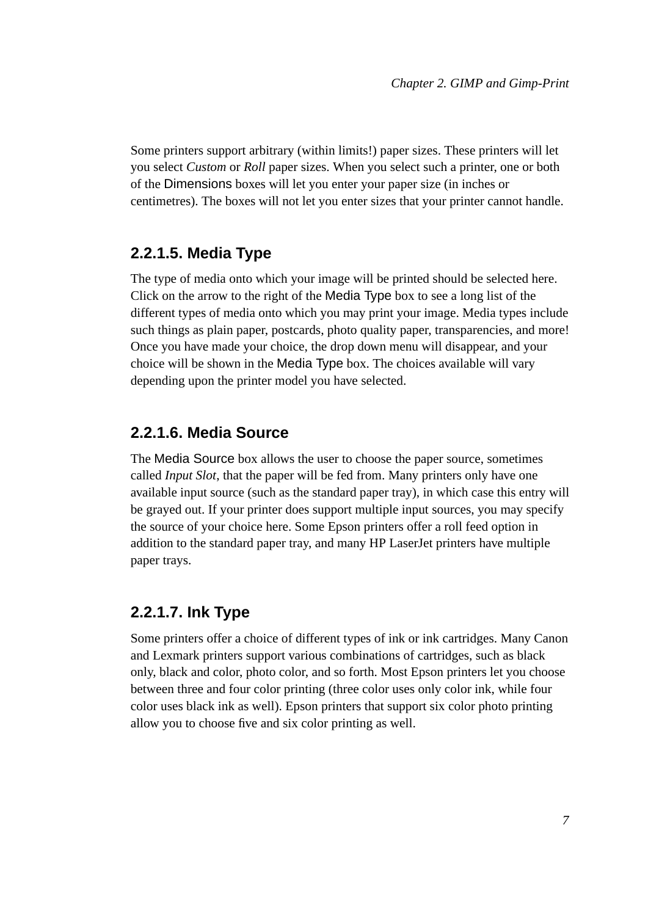Some printers support arbitrary (within limits!) paper sizes. These printers will let you select *Custom* or *Roll* paper sizes. When you select such a printer, one or both of the Dimensions boxes will let you enter your paper size (in inches or centimetres). The boxes will not let you enter sizes that your printer cannot handle.

### 2.2.1.5. Media Type

The type of media onto which your image will be printed should be selected here. Click on the arrow to the right of the Media Type box to see a long list of the different types of media onto which you may print your image. Media types include such things as plain paper, postcards, photo quality paper, transparencies, and more! Once you have made your choice, the drop down menu will disappear, and your choice will be shown in the Media Type box. The choices available will vary depending upon the printer model you have selected.

### 2.2.1.6. Media Source

The Media Source box allows the user to choose the paper source, sometimes called *Input Slot*, that the paper will be fed from. Many printers only have one available input source (such as the standard paper tray), in which case this entry will be grayed out. If your printer does support multiple input sources, you may specify the source of your choice here. Some Epson printers offer a roll feed option in addition to the standard paper tray, and many HP LaserJet printers have multiple paper trays.

### 2.2.1.7. Ink Type

Some printers offer a choice of different types of ink or ink cartridges. Many Canon and Lexmark printers support various combinations of cartridges, such as black only, black and color, photo color, and so forth. Most Epson printers let you choose between three and four color printing (three color uses only color ink, while four color uses black ink as well). Epson printers that support six color photo printing allow you to choose five and six color printing as well.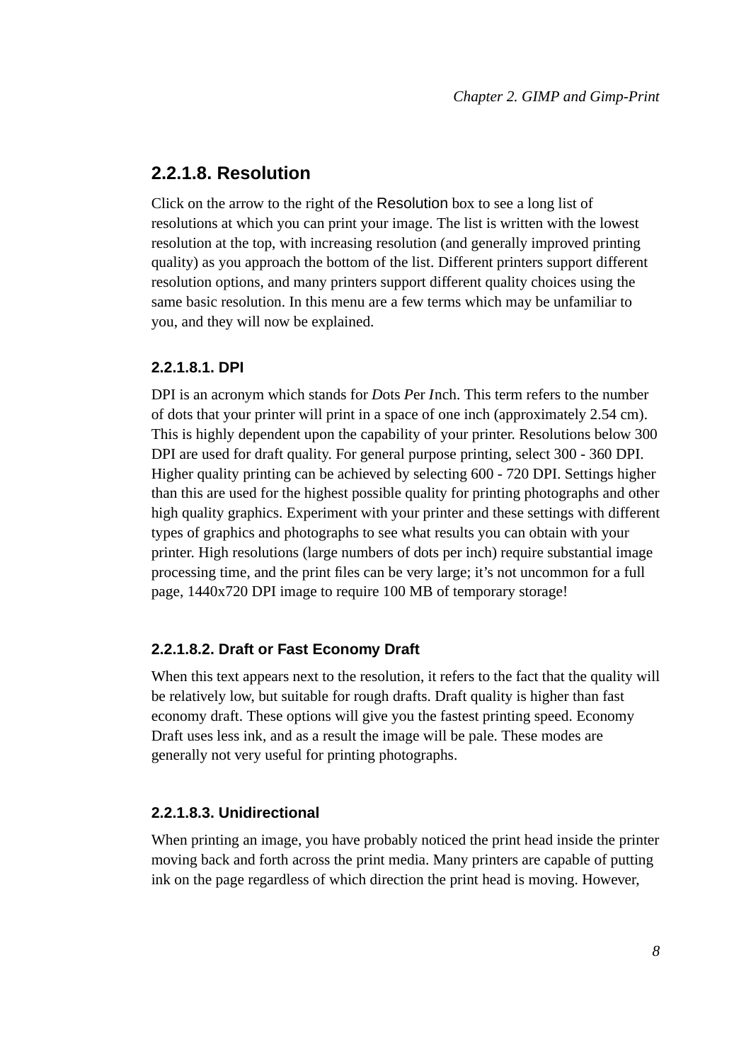### 2.2.1.8. Resolution

Click on the arrow to the right of the Resolution box to see a long list of resolutions at which you can print your image. The list is written with the lowest resolution at the top, with increasing resolution (and generally improved printing quality) as you approach the bottom of the list. Different printers support different resolution options, and many printers support different quality choices using the same basic resolution. In this menu are a few terms which may be unfamiliar to you, and they will now be explained.

#### 2.2.1.8.1. DPI

DPI is an acronym which stands for *D*ots *P*er *I*nch. This term refers to the number of dots that your printer will print in a space of one inch (approximately 2.54 cm). This is highly dependent upon the capability of your printer. Resolutions below 300 DPI are used for draft quality. For general purpose printing, select 300 - 360 DPI. Higher quality printing can be achieved by selecting 600 - 720 DPI. Settings higher than this are used for the highest possible quality for printing photographs and other high quality graphics. Experiment with your printer and these settings with different types of graphics and photographs to see what results you can obtain with your printer. High resolutions (large numbers of dots per inch) require substantial image processing time, and the print files can be very large; it's not uncommon for a full page, 1440x720 DPI image to require 100 MB of temporary storage!

#### 2.2.1.8.2. Draft or Fast Economy Draft

When this text appears next to the resolution, it refers to the fact that the quality will be relatively low, but suitable for rough drafts. Draft quality is higher than fast economy draft. These options will give you the fastest printing speed. Economy Draft uses less ink, and as a result the image will be pale. These modes are generally not very useful for printing photographs.

#### 2.2.1.8.3. Unidirectional

When printing an image, you have probably noticed the print head inside the printer moving back and forth across the print media. Many printers are capable of putting ink on the page regardless of which direction the print head is moving. However,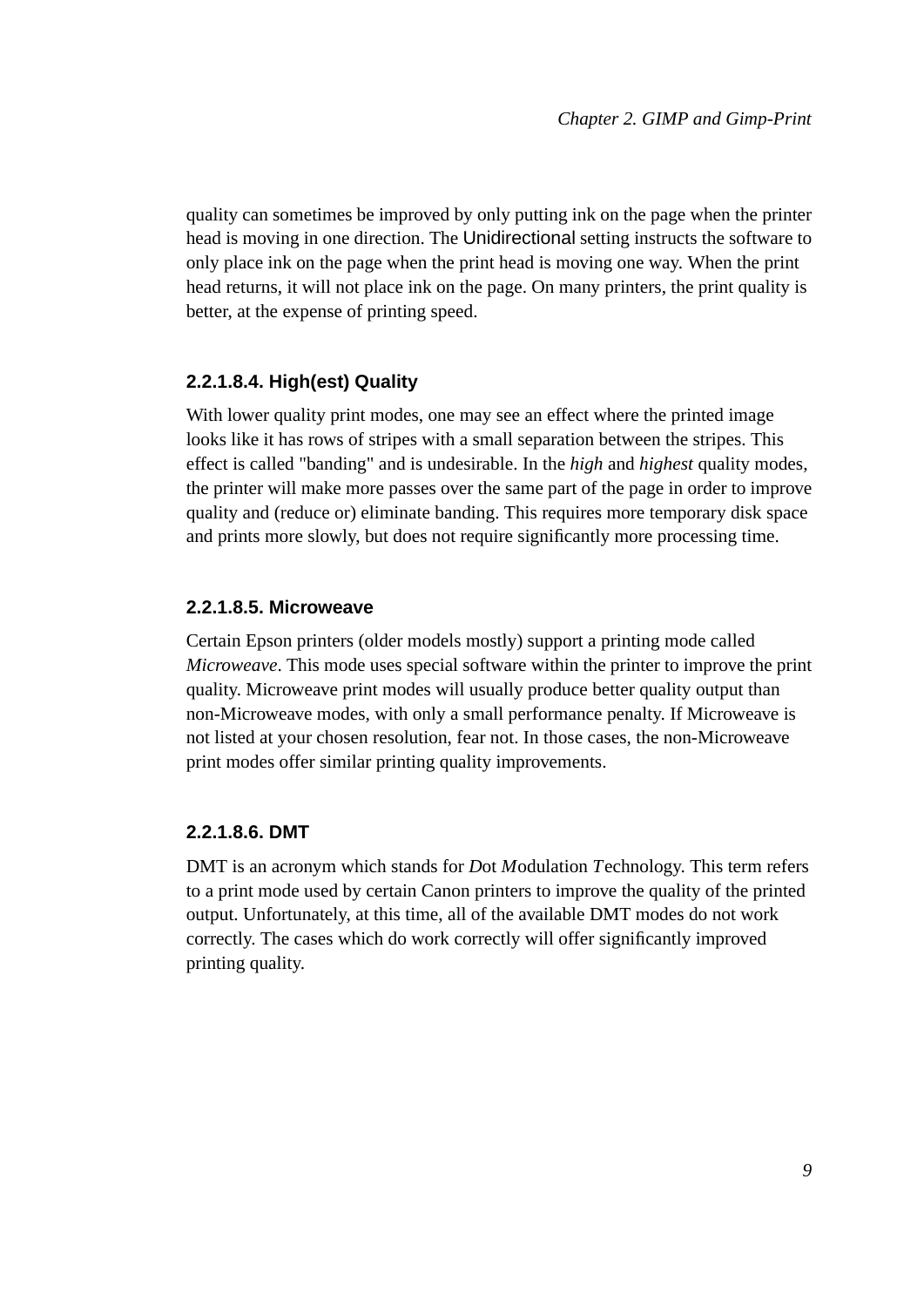quality can sometimes be improved by only putting ink on the page when the printer head is moving in one direction. The Unidirectional setting instructs the software to only place ink on the page when the print head is moving one way. When the print head returns, it will not place ink on the page. On many printers, the print quality is better, at the expense of printing speed.

#### 2.2.1.8.4. High(est) Quality

With lower quality print modes, one may see an effect where the printed image looks like it has rows of stripes with a small separation between the stripes. This effect is called "banding" and is undesirable. In the *high* and *highest* quality modes, the printer will make more passes over the same part of the page in order to improve quality and (reduce or) eliminate banding. This requires more temporary disk space and prints more slowly, but does not require significantly more processing time.

#### 2.2.1.8.5. Microweave

Certain Epson printers (older models mostly) support a printing mode called *Microweave*. This mode uses special software within the printer to improve the print quality. Microweave print modes will usually produce better quality output than non-Microweave modes, with only a small performance penalty. If Microweave is not listed at your chosen resolution, fear not. In those cases, the non-Microweave print modes offer similar printing quality improvements.

#### 2.2.1.8.6. DMT

DMT is an acronym which stands for *D*ot *M*odulation *T*echnology. This term refers to a print mode used by certain Canon printers to improve the quality of the printed output. Unfortunately, at this time, all of the available DMT modes do not work correctly. The cases which do work correctly will offer significantly improved printing quality.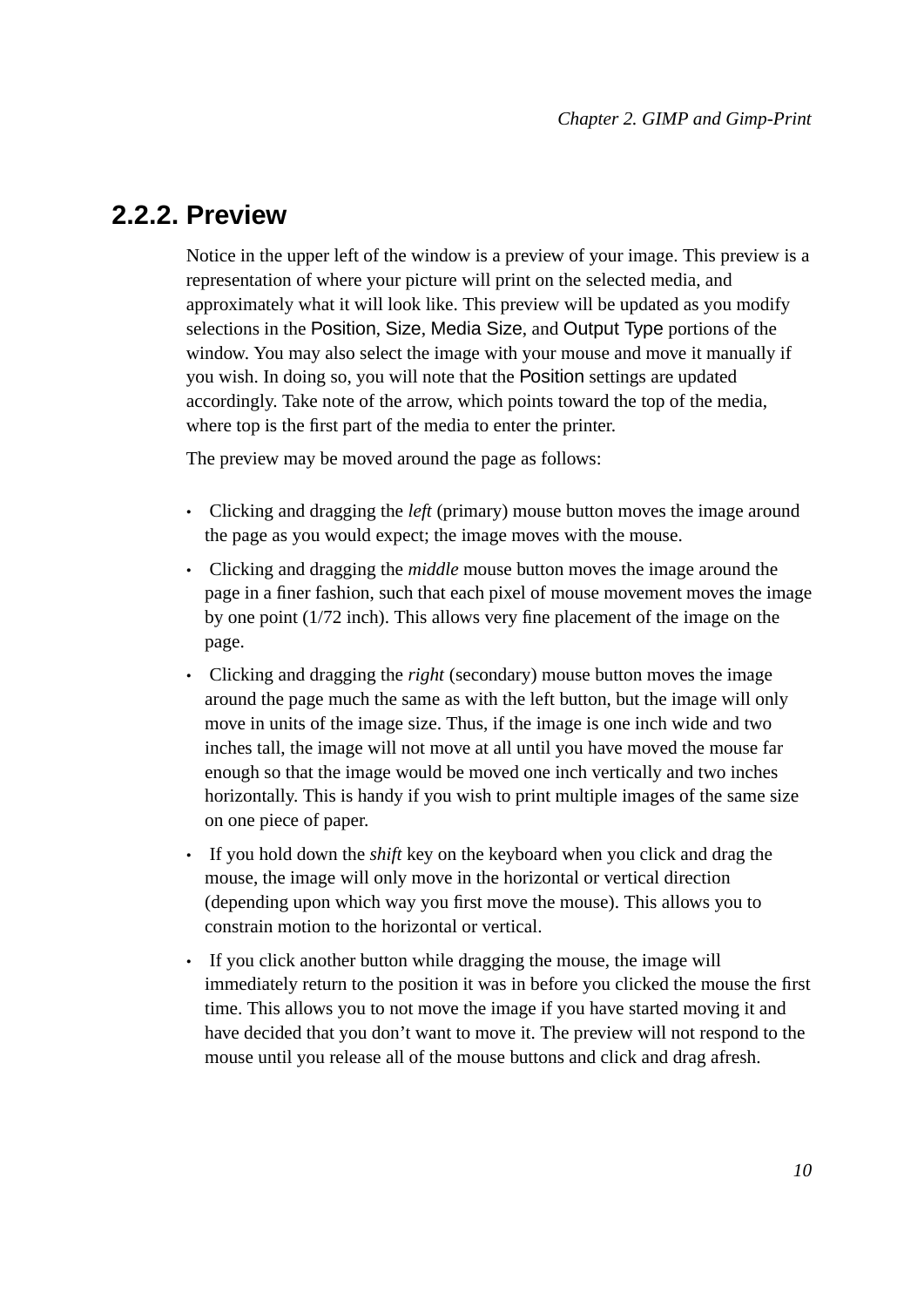### 2.2.2. Preview

Notice in the upper left of the window is a preview of your image. This preview is a representation of where your picture will print on the selected media, and approximately what it will look like. This preview will be updated as you modify selections in the Position, Size, Media Size, and Output Type portions of the window. You may also select the image with your mouse and move it manually if you wish. In doing so, you will note that the Position settings are updated accordingly. Take note of the arrow, which points toward the top of the media, where top is the first part of the media to enter the printer.

The preview may be moved around the page as follows:

- Clicking and dragging the *left* (primary) mouse button moves the image around the page as you would expect; the image moves with the mouse.
- Clicking and dragging the *middle* mouse button moves the image around the page in a finer fashion, such that each pixel of mouse movement moves the image by one point (1/72 inch). This allows very fine placement of the image on the page.
- Clicking and dragging the *right* (secondary) mouse button moves the image around the page much the same as with the left button, but the image will only move in units of the image size. Thus, if the image is one inch wide and two inches tall, the image will not move at all until you have moved the mouse far enough so that the image would be moved one inch vertically and two inches horizontally. This is handy if you wish to print multiple images of the same size on one piece of paper.
- If you hold down the *shift* key on the keyboard when you click and drag the mouse, the image will only move in the horizontal or vertical direction (depending upon which way you first move the mouse). This allows you to constrain motion to the horizontal or vertical.
- If you click another button while dragging the mouse, the image will immediately return to the position it was in before you clicked the mouse the first time. This allows you to not move the image if you have started moving it and have decided that you don't want to move it. The preview will not respond to the mouse until you release all of the mouse buttons and click and drag afresh.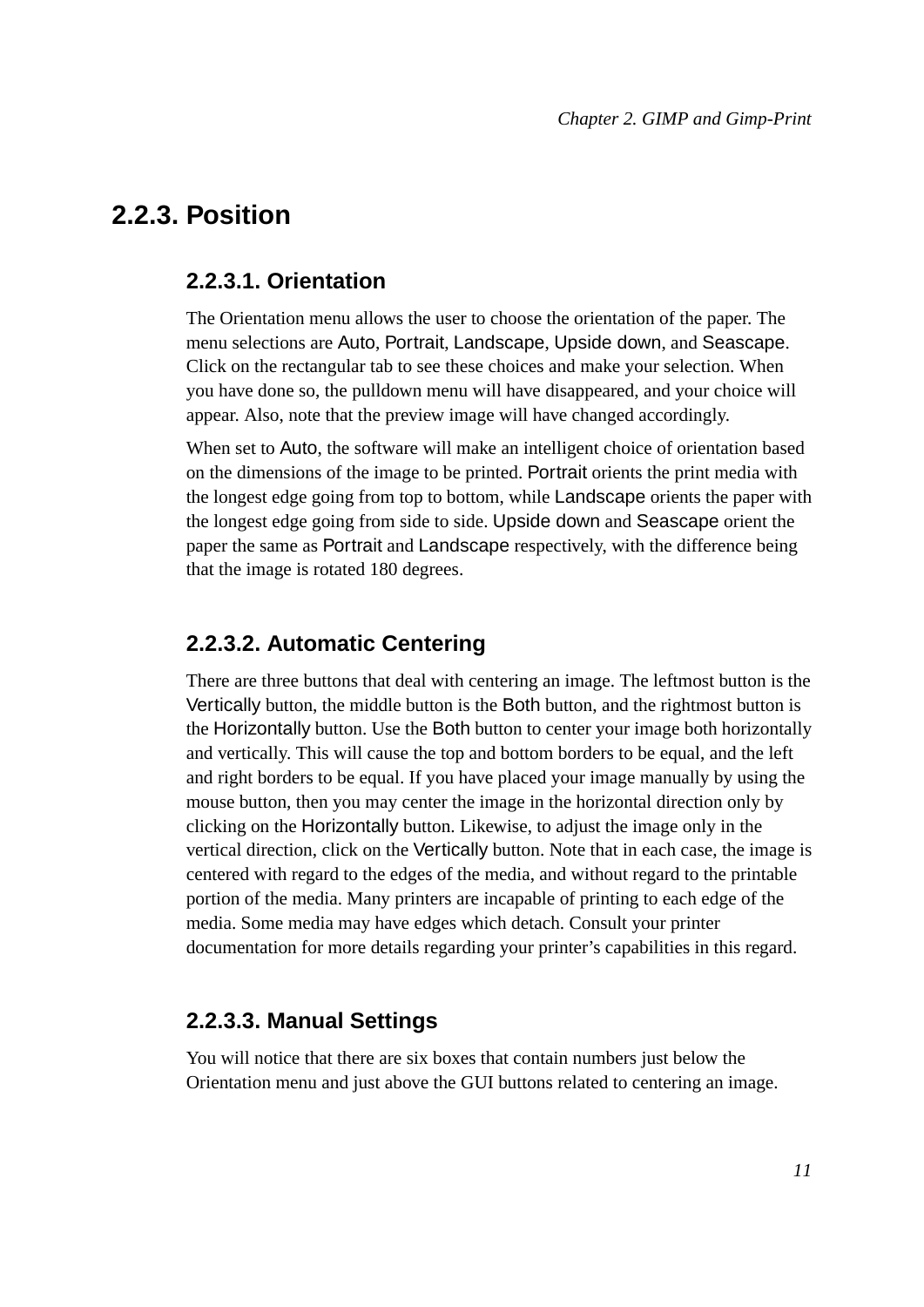## 2.2.3. Position

### 2.2.3.1. Orientation

The Orientation menu allows the user to choose the orientation of the paper. The menu selections are Auto, Portrait, Landscape, Upside down, and Seascape. Click on the rectangular tab to see these choices and make your selection. When you have done so, the pulldown menu will have disappeared, and your choice will appear. Also, note that the preview image will have changed accordingly.

When set to Auto, the software will make an intelligent choice of orientation based on the dimensions of the image to be printed. Portrait orients the print media with the longest edge going from top to bottom, while Landscape orients the paper with the longest edge going from side to side. Upside down and Seascape orient the paper the same as Portrait and Landscape respectively, with the difference being that the image is rotated 180 degrees.

### 2.2.3.2. Automatic Centering

There are three buttons that deal with centering an image. The leftmost button is the Vertically button, the middle button is the Both button, and the rightmost button is the Horizontally button. Use the Both button to center your image both horizontally and vertically. This will cause the top and bottom borders to be equal, and the left and right borders to be equal. If you have placed your image manually by using the mouse button, then you may center the image in the horizontal direction only by clicking on the Horizontally button. Likewise, to adjust the image only in the vertical direction, click on the Vertically button. Note that in each case, the image is centered with regard to the edges of the media, and without regard to the printable portion of the media. Many printers are incapable of printing to each edge of the media. Some media may have edges which detach. Consult your printer documentation for more details regarding your printer's capabilities in this regard.

### 2.2.3.3. Manual Settings

You will notice that there are six boxes that contain numbers just below the Orientation menu and just above the GUI buttons related to centering an image.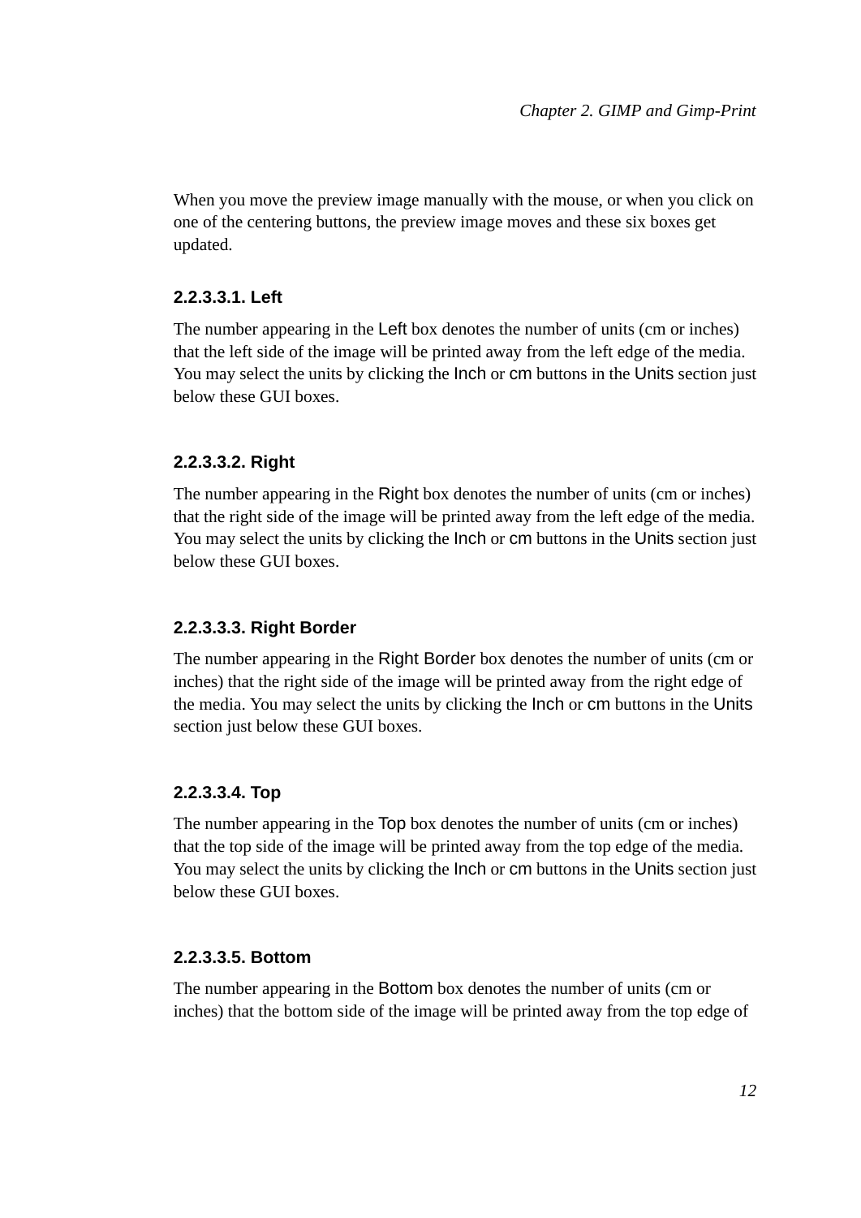When you move the preview image manually with the mouse, or when you click on one of the centering buttons, the preview image moves and these six boxes get updated.

#### 2.2.3.3.1. Left

The number appearing in the Left box denotes the number of units (cm or inches) that the left side of the image will be printed away from the left edge of the media. You may select the units by clicking the Inch or cm buttons in the Units section just below these GUI boxes.

#### 2.2.3.3.2. Right

The number appearing in the Right box denotes the number of units (cm or inches) that the right side of the image will be printed away from the left edge of the media. You may select the units by clicking the Inch or cm buttons in the Units section just below these GUI boxes.

#### 2.2.3.3.3. Right Border

The number appearing in the Right Border box denotes the number of units (cm or inches) that the right side of the image will be printed away from the right edge of the media. You may select the units by clicking the Inch or cm buttons in the Units section just below these GUI boxes.

#### 2.2.3.3.4. Top

The number appearing in the Top box denotes the number of units (cm or inches) that the top side of the image will be printed away from the top edge of the media. You may select the units by clicking the Inch or cm buttons in the Units section just below these GUI boxes.

#### 2.2.3.3.5. Bottom

The number appearing in the Bottom box denotes the number of units (cm or inches) that the bottom side of the image will be printed away from the top edge of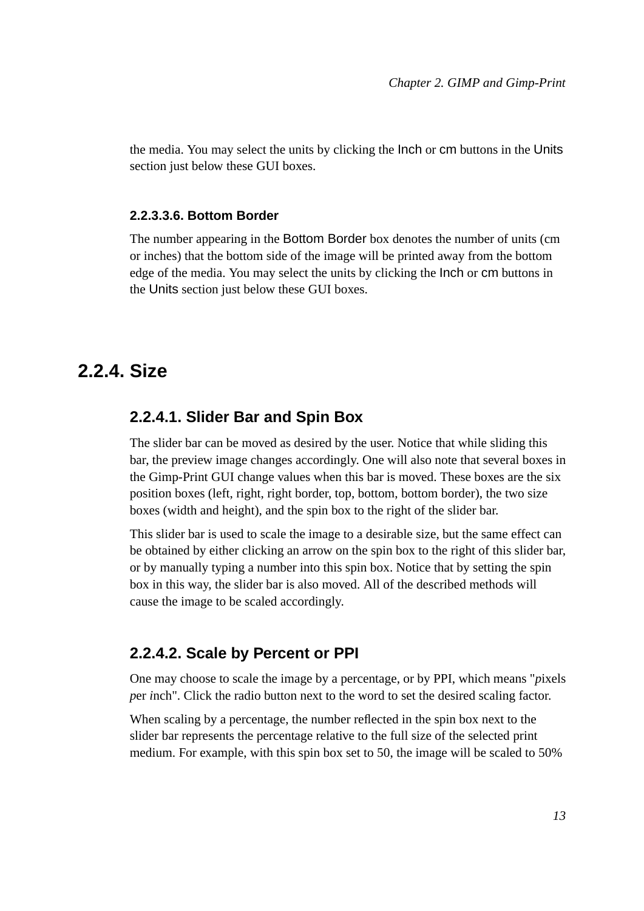the media. You may select the units by clicking the Inch or cm buttons in the Units section just below these GUI boxes.

#### 2.2.3.3.6. Bottom Border

The number appearing in the Bottom Border box denotes the number of units (cm or inches) that the bottom side of the image will be printed away from the bottom edge of the media. You may select the units by clicking the Inch or cm buttons in the Units section just below these GUI boxes.

## 2.2.4. Size

### 2.2.4.1. Slider Bar and Spin Box

The slider bar can be moved as desired by the user. Notice that while sliding this bar, the preview image changes accordingly. One will also note that several boxes in the Gimp-Print GUI change values when this bar is moved. These boxes are the six position boxes (left, right, right border, top, bottom, bottom border), the two size boxes (width and height), and the spin box to the right of the slider bar.

This slider bar is used to scale the image to a desirable size, but the same effect can be obtained by either clicking an arrow on the spin box to the right of this slider bar, or by manually typing a number into this spin box. Notice that by setting the spin box in this way, the slider bar is also moved. All of the described methods will cause the image to be scaled accordingly.

### 2.2.4.2. Scale by Percent or PPI

One may choose to scale the image by a percentage, or by PPI, which means "*p*ixels *p*er *i*nch". Click the radio button next to the word to set the desired scaling factor.

When scaling by a percentage, the number reflected in the spin box next to the slider bar represents the percentage relative to the full size of the selected print medium. For example, with this spin box set to 50, the image will be scaled to 50%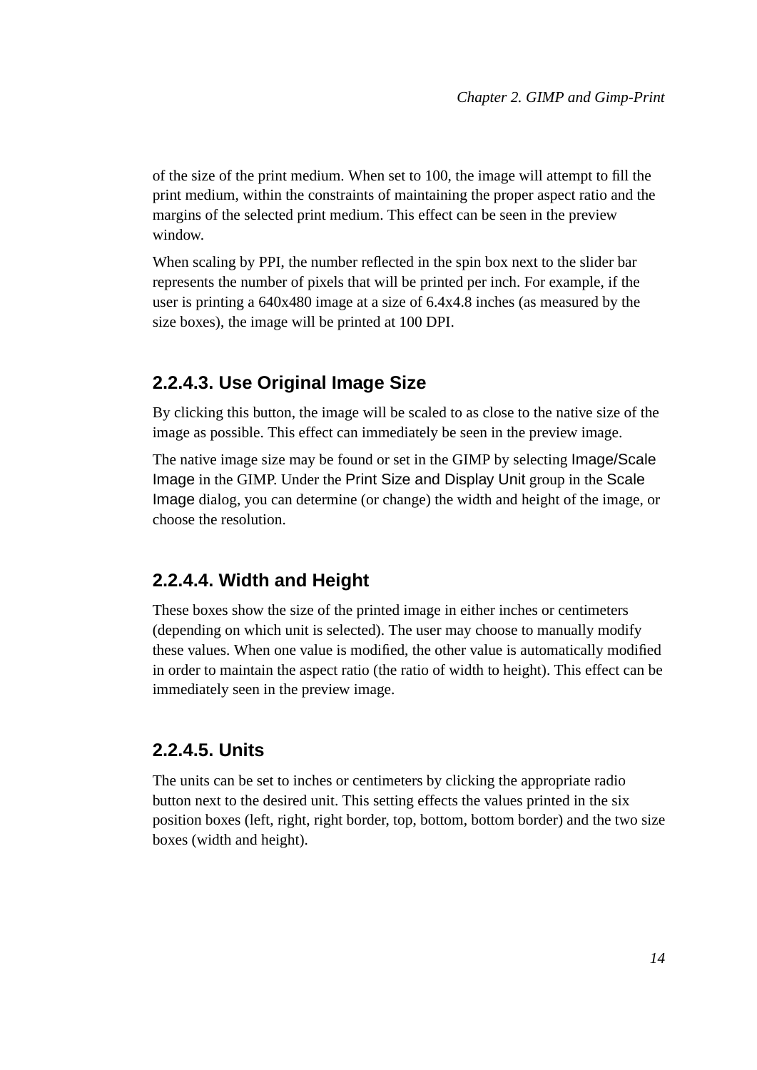of the size of the print medium. When set to 100, the image will attempt to fill the print medium, within the constraints of maintaining the proper aspect ratio and the margins of the selected print medium. This effect can be seen in the preview window.

When scaling by PPI, the number reflected in the spin box next to the slider bar represents the number of pixels that will be printed per inch. For example, if the user is printing a 640x480 image at a size of 6.4x4.8 inches (as measured by the size boxes), the image will be printed at 100 DPI.

### 2.2.4.3. Use Original Image Size

By clicking this button, the image will be scaled to as close to the native size of the image as possible. This effect can immediately be seen in the preview image.

The native image size may be found or set in the GIMP by selecting Image/Scale Image in the GIMP. Under the Print Size and Display Unit group in the Scale Image dialog, you can determine (or change) the width and height of the image, or choose the resolution.

### 2.2.4.4. Width and Height

These boxes show the size of the printed image in either inches or centimeters (depending on which unit is selected). The user may choose to manually modify these values. When one value is modified, the other value is automatically modified in order to maintain the aspect ratio (the ratio of width to height). This effect can be immediately seen in the preview image.

### 2.2.4.5. Units

The units can be set to inches or centimeters by clicking the appropriate radio button next to the desired unit. This setting effects the values printed in the six position boxes (left, right, right border, top, bottom, bottom border) and the two size boxes (width and height).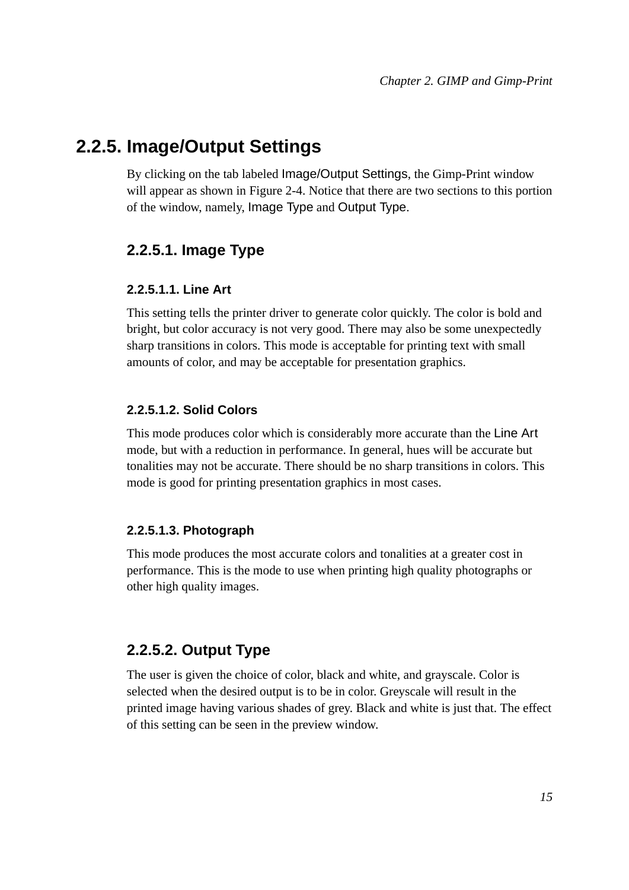## 2.2.5. Image/Output Settings

By clicking on the tab labeled Image/Output Settings, the Gimp-Print window will appear as shown in Figure 2-4. Notice that there are two sections to this portion of the window, namely, Image Type and Output Type.

### 2.2.5.1. Image Type

#### 2.2.5.1.1. Line Art

This setting tells the printer driver to generate color quickly. The color is bold and bright, but color accuracy is not very good. There may also be some unexpectedly sharp transitions in colors. This mode is acceptable for printing text with small amounts of color, and may be acceptable for presentation graphics.

#### 2.2.5.1.2. Solid Colors

This mode produces color which is considerably more accurate than the Line Art mode, but with a reduction in performance. In general, hues will be accurate but tonalities may not be accurate. There should be no sharp transitions in colors. This mode is good for printing presentation graphics in most cases.

#### 2.2.5.1.3. Photograph

This mode produces the most accurate colors and tonalities at a greater cost in performance. This is the mode to use when printing high quality photographs or other high quality images.

### 2.2.5.2. Output Type

The user is given the choice of color, black and white, and grayscale. Color is selected when the desired output is to be in color. Greyscale will result in the printed image having various shades of grey. Black and white is just that. The effect of this setting can be seen in the preview window.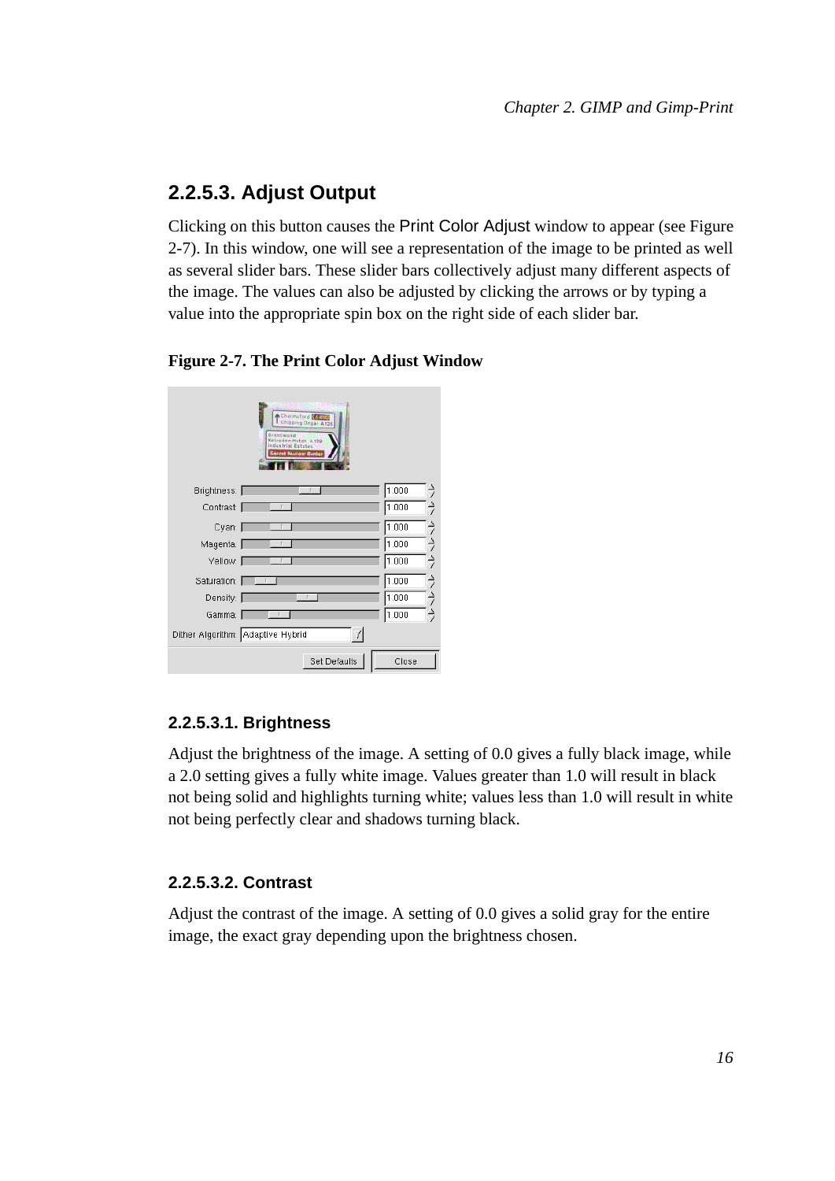### 2.2.5.3. Adjust Output

Clicking on this button causes the Print Color Adjust window to appear (see Figure 2-7). In this window, one will see a representation of the image to be printed as well as several slider bars. These slider bars collectively adjust many different aspects of the image. The values can also be adjusted by clicking the arrows or by typing a value into the appropriate spin box on the right side of each slider bar.

**Figure 2-7. The Print Color Adjust Window**

#### 2.2.5.3.1. Brightness

Adjust the brightness of the image. A setting of 0.0 gives a fully black image, while a 2.0 setting gives a fully white image. Values greater than 1.0 will result in black not being solid and highlights turning white; values less than 1.0 will result in white not being perfectly clear and shadows turning black.

#### 2.2.5.3.2. Contrast

Adjust the contrast of the image. A setting of 0.0 gives a solid gray for the entire image, the exact gray depending upon the brightness chosen.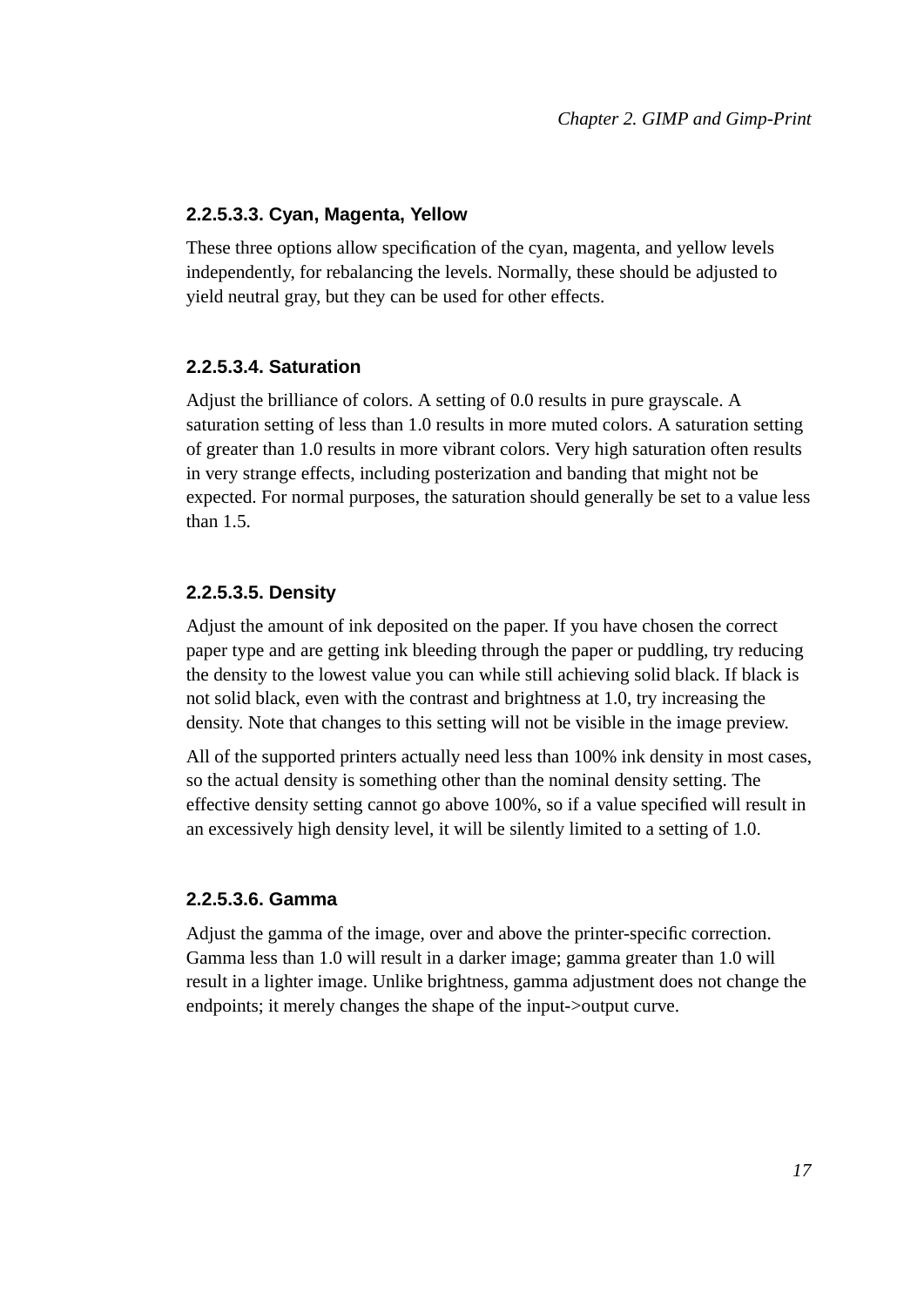#### 2.2.5.3.3. Cyan, Magenta, Yellow

These three options allow specification of the cyan, magenta, and yellow levels independently, for rebalancing the levels. Normally, these should be adjusted to yield neutral gray, but they can be used for other effects.

#### 2.2.5.3.4. Saturation

Adjust the brilliance of colors. A setting of 0.0 results in pure grayscale. A saturation setting of less than 1.0 results in more muted colors. A saturation setting of greater than 1.0 results in more vibrant colors. Very high saturation often results in very strange effects, including posterization and banding that might not be expected. For normal purposes, the saturation should generally be set to a value less than 1.5.

#### 2.2.5.3.5. Density

Adjust the amount of ink deposited on the paper. If you have chosen the correct paper type and are getting ink bleeding through the paper or puddling, try reducing the density to the lowest value you can while still achieving solid black. If black is not solid black, even with the contrast and brightness at 1.0, try increasing the density. Note that changes to this setting will not be visible in the image preview.

All of the supported printers actually need less than 100% ink density in most cases, so the actual density is something other than the nominal density setting. The effective density setting cannot go above 100%, so if a value specified will result in an excessively high density level, it will be silently limited to a setting of 1.0.

#### 2.2.5.3.6. Gamma

Adjust the gamma of the image, over and above the printer-specific correction. Gamma less than 1.0 will result in a darker image; gamma greater than 1.0 will result in a lighter image. Unlike brightness, gamma adjustment does not change the endpoints; it merely changes the shape of the input->output curve.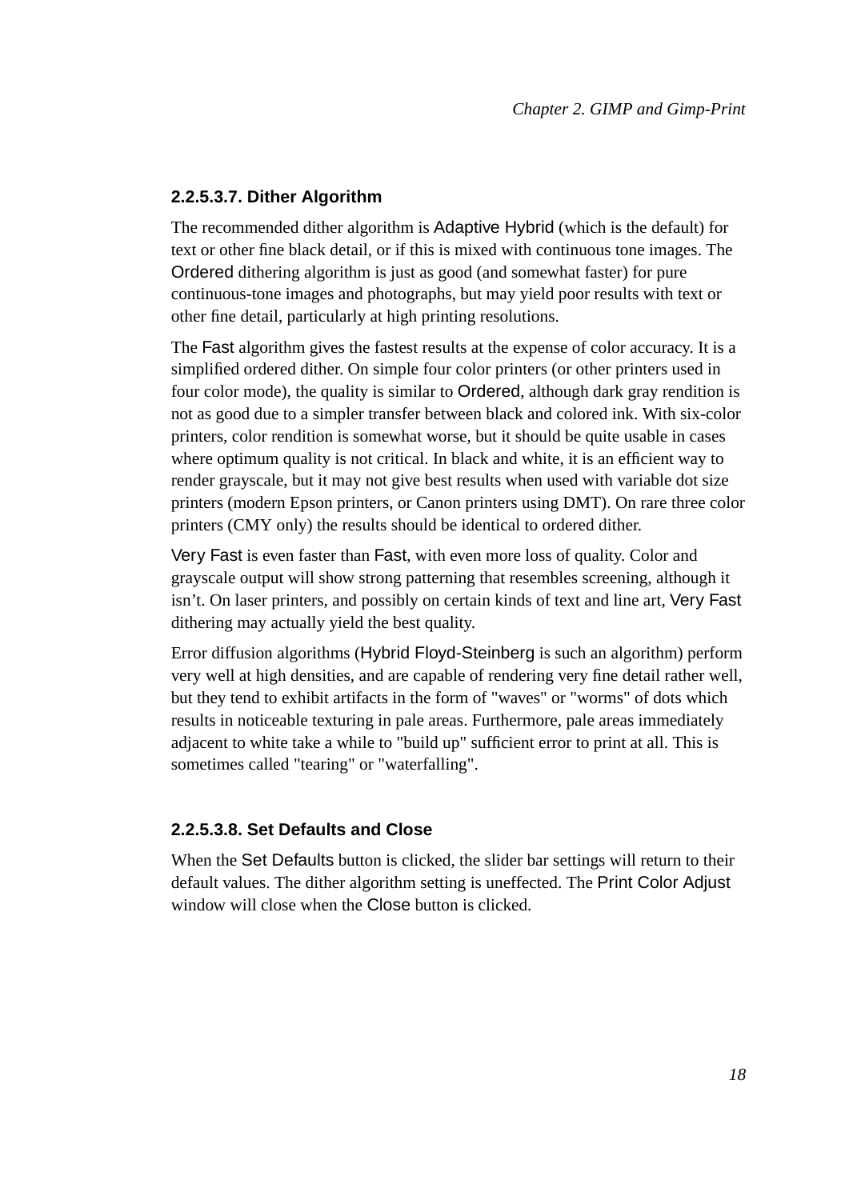#### 2.2.5.3.7. Dither Algorithm

The recommended dither algorithm is Adaptive Hybrid (which is the default) for text or other fine black detail, or if this is mixed with continuous tone images. The Ordered dithering algorithm is just as good (and somewhat faster) for pure continuous-tone images and photographs, but may yield poor results with text or other fine detail, particularly at high printing resolutions.

The Fast algorithm gives the fastest results at the expense of color accuracy. It is a simplified ordered dither. On simple four color printers (or other printers used in four color mode), the quality is similar to Ordered, although dark gray rendition is not as good due to a simpler transfer between black and colored ink. With six-color printers, color rendition is somewhat worse, but it should be quite usable in cases where optimum quality is not critical. In black and white, it is an efficient way to render grayscale, but it may not give best results when used with variable dot size printers (modern Epson printers, or Canon printers using DMT). On rare three color printers (CMY only) the results should be identical to ordered dither.

Very Fast is even faster than Fast, with even more loss of quality. Color and grayscale output will show strong patterning that resembles screening, although it isn't. On laser printers, and possibly on certain kinds of text and line art, Very Fast dithering may actually yield the best quality.

Error diffusion algorithms (Hybrid Floyd-Steinberg is such an algorithm) perform very well at high densities, and are capable of rendering very fine detail rather well, but they tend to exhibit artifacts in the form of "waves" or "worms" of dots which results in noticeable texturing in pale areas. Furthermore, pale areas immediately adjacent to white take a while to "build up" sufficient error to print at all. This is sometimes called "tearing" or "waterfalling".

#### 2.2.5.3.8. Set Defaults and Close

When the Set Defaults button is clicked, the slider bar settings will return to their default values. The dither algorithm setting is uneffected. The Print Color Adjust window will close when the Close button is clicked.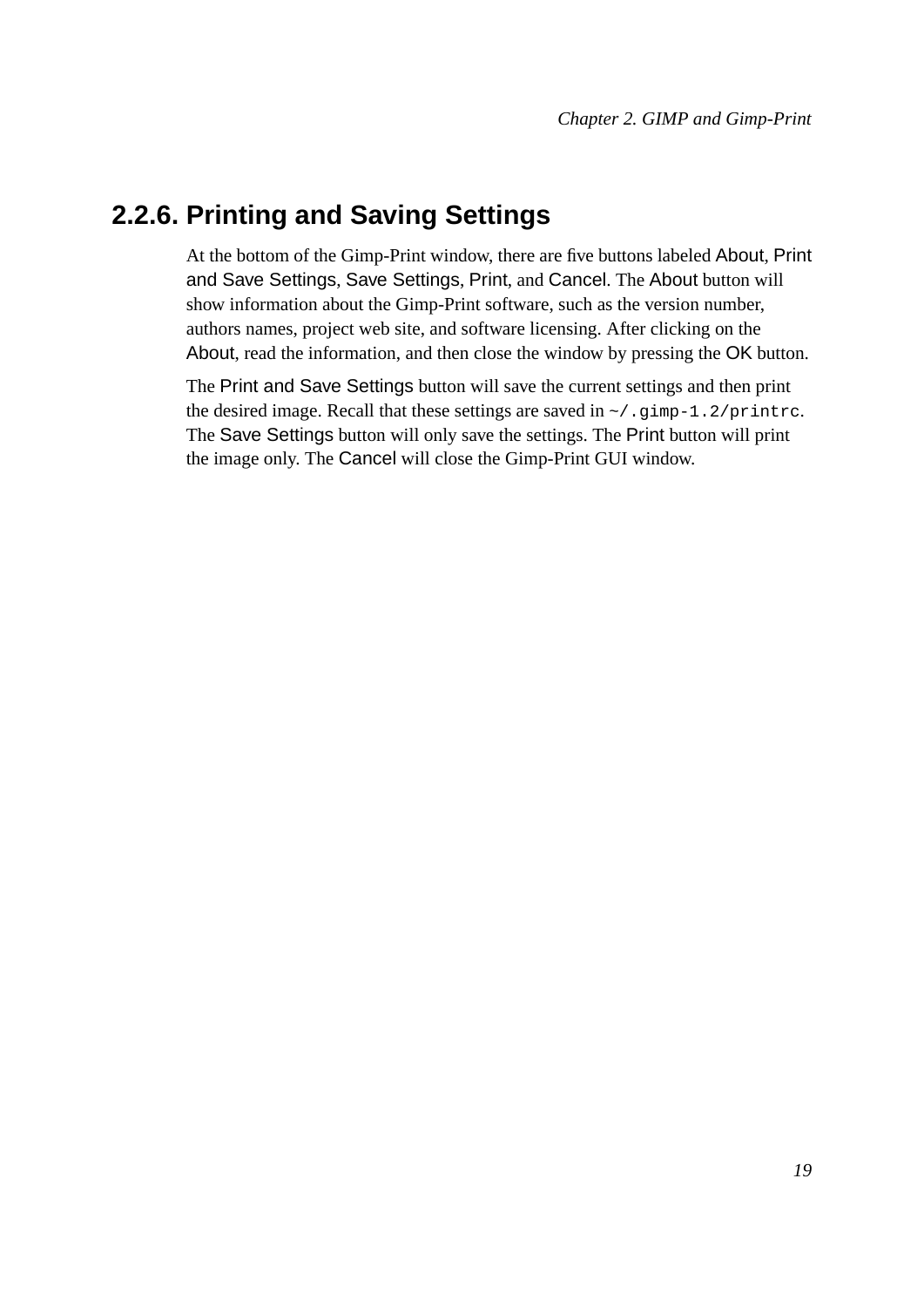### 2.2.6. Printing and Saving Settings

At the bottom of the Gimp-Print window, there are five buttons labeled About, Print and Save Settings, Save Settings, Print, and Cancel. The About button will show information about the Gimp-Print software, such as the version number, authors names, project web site, and software licensing. After clicking on the About, read the information, and then close the window by pressing the OK button.

The Print and Save Settings button will save the current settings and then print the desired image. Recall that these settings are saved in `~/.gimp-1.2/printrc`. The Save Settings button will only save the settings. The Print button will print the image only. The Cancel will close the Gimp-Print GUI window.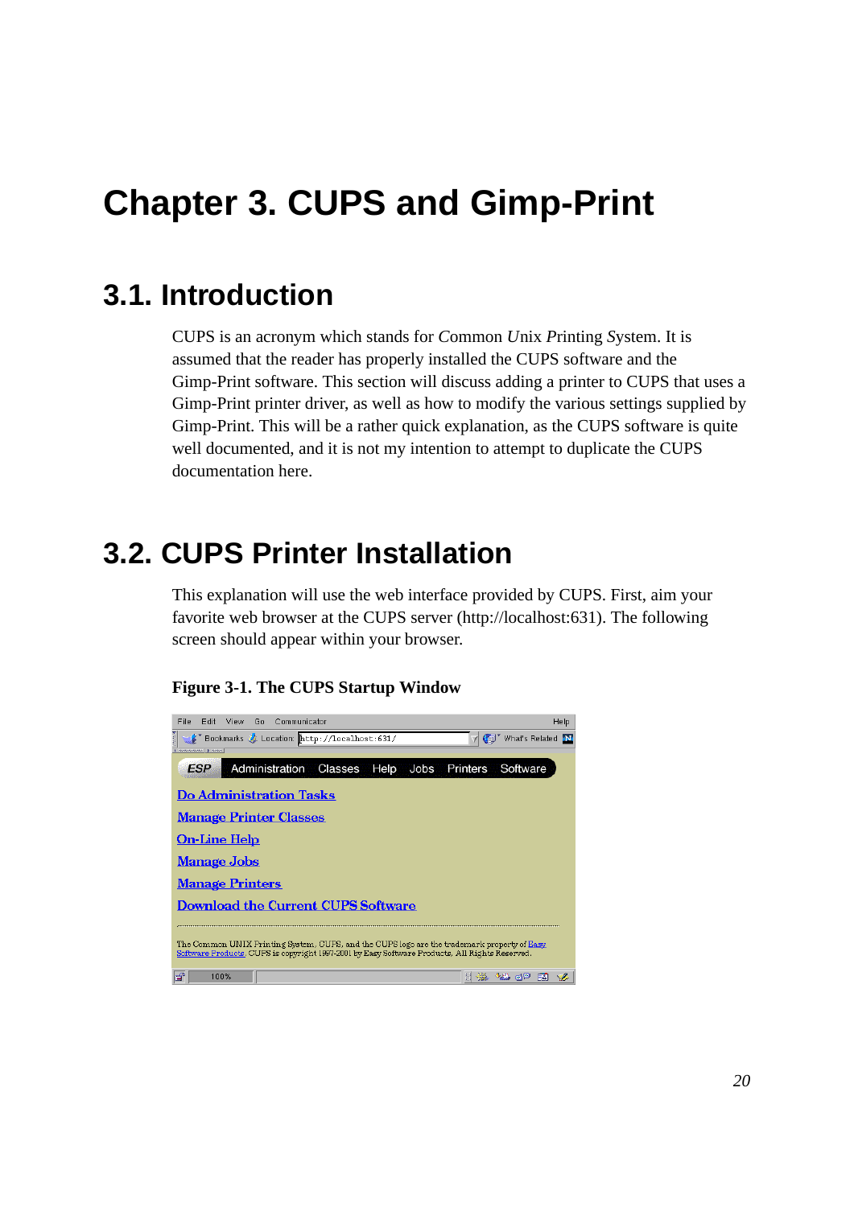# Chapter 3. CUPS and Gimp-Print

## 3.1. Introduction

CUPS is an acronym which stands for *C*ommon *U*nix *P*rinting *S*ystem. It is assumed that the reader has properly installed the CUPS software and the Gimp-Print software. This section will discuss adding a printer to CUPS that uses a Gimp-Print printer driver, as well as how to modify the various settings supplied by Gimp-Print. This will be a rather quick explanation, as the CUPS software is quite well documented, and it is not my intention to attempt to duplicate the CUPS documentation here.

## 3.2. CUPS Printer Installation

This explanation will use the web interface provided by CUPS. First, aim your favorite web browser at the CUPS server (http://localhost:631). The following screen should appear within your browser.

**Figure 3-1. The CUPS Startup Window**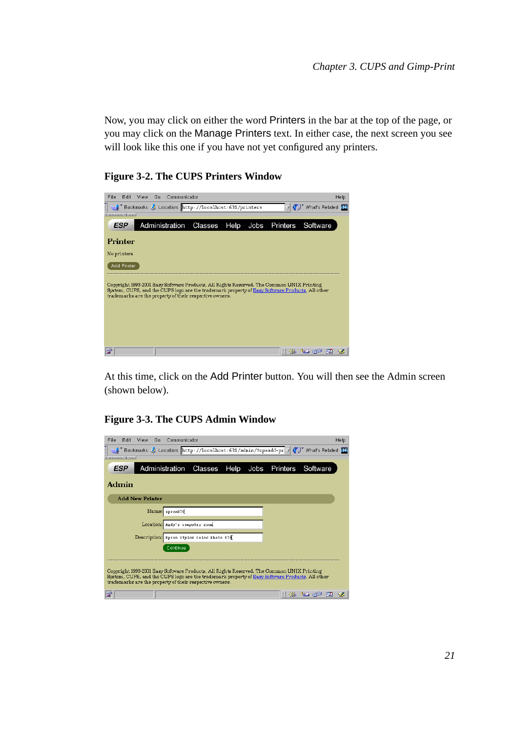Now, you may click on either the word Printers in the bar at the top of the page, or you may click on the Manage Printers text. In either case, the next screen you see will look like this one if you have not yet configured any printers.

**Figure 3-2. The CUPS Printers Window**

At this time, click on the Add Printer button. You will then see the Admin screen (shown below).

**Figure 3-3. The CUPS Admin Window**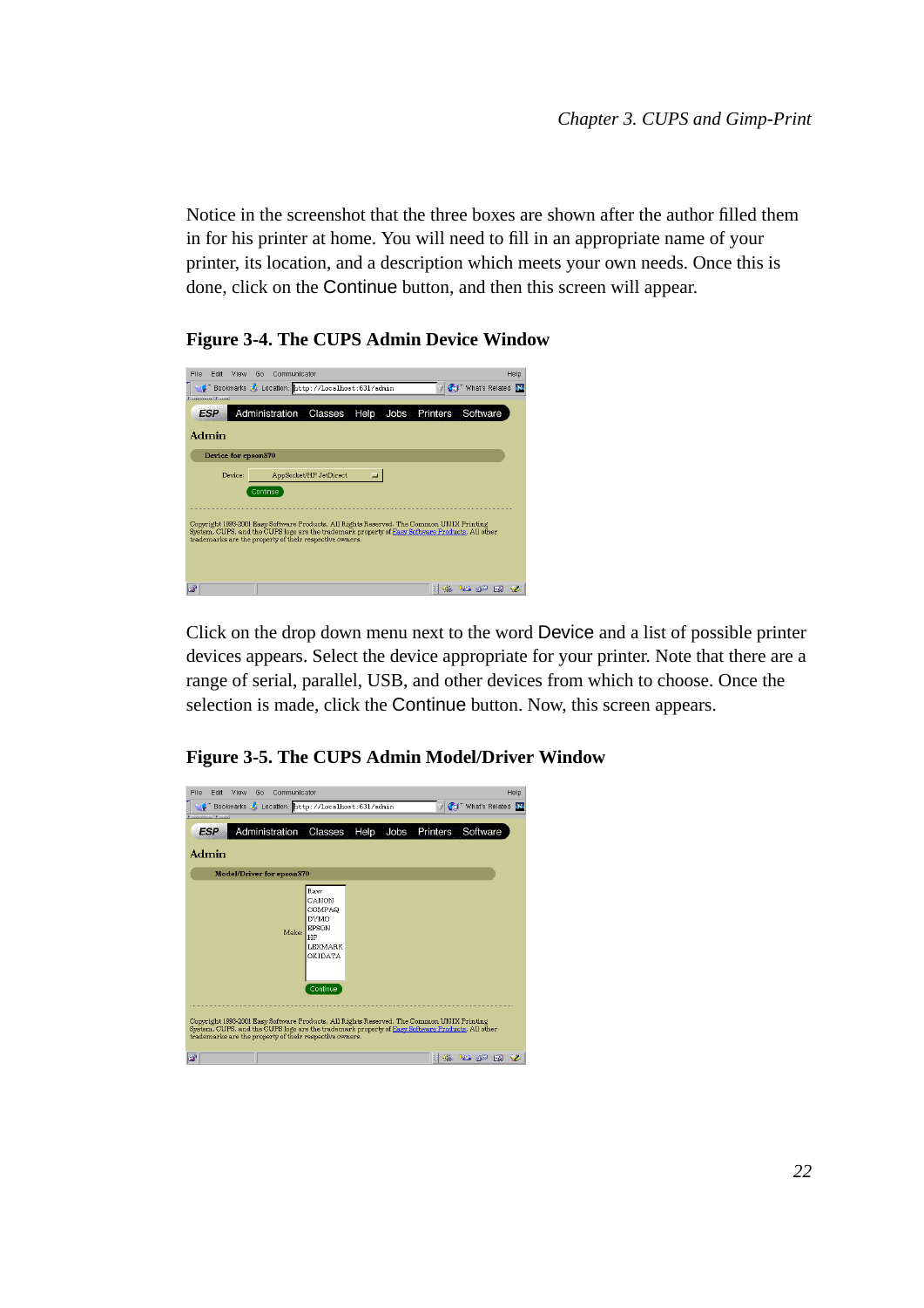Notice in the screenshot that the three boxes are shown after the author filled them in for his printer at home. You will need to fill in an appropriate name of your printer, its location, and a description which meets your own needs. Once this is done, click on the Continue button, and then this screen will appear.

**Figure 3-4. The CUPS Admin Device Window**

Click on the drop down menu next to the word Device and a list of possible printer devices appears. Select the device appropriate for your printer. Note that there are a range of serial, parallel, USB, and other devices from which to choose. Once the selection is made, click the Continue button. Now, this screen appears.

**Figure 3-5. The CUPS Admin Model/Driver Window**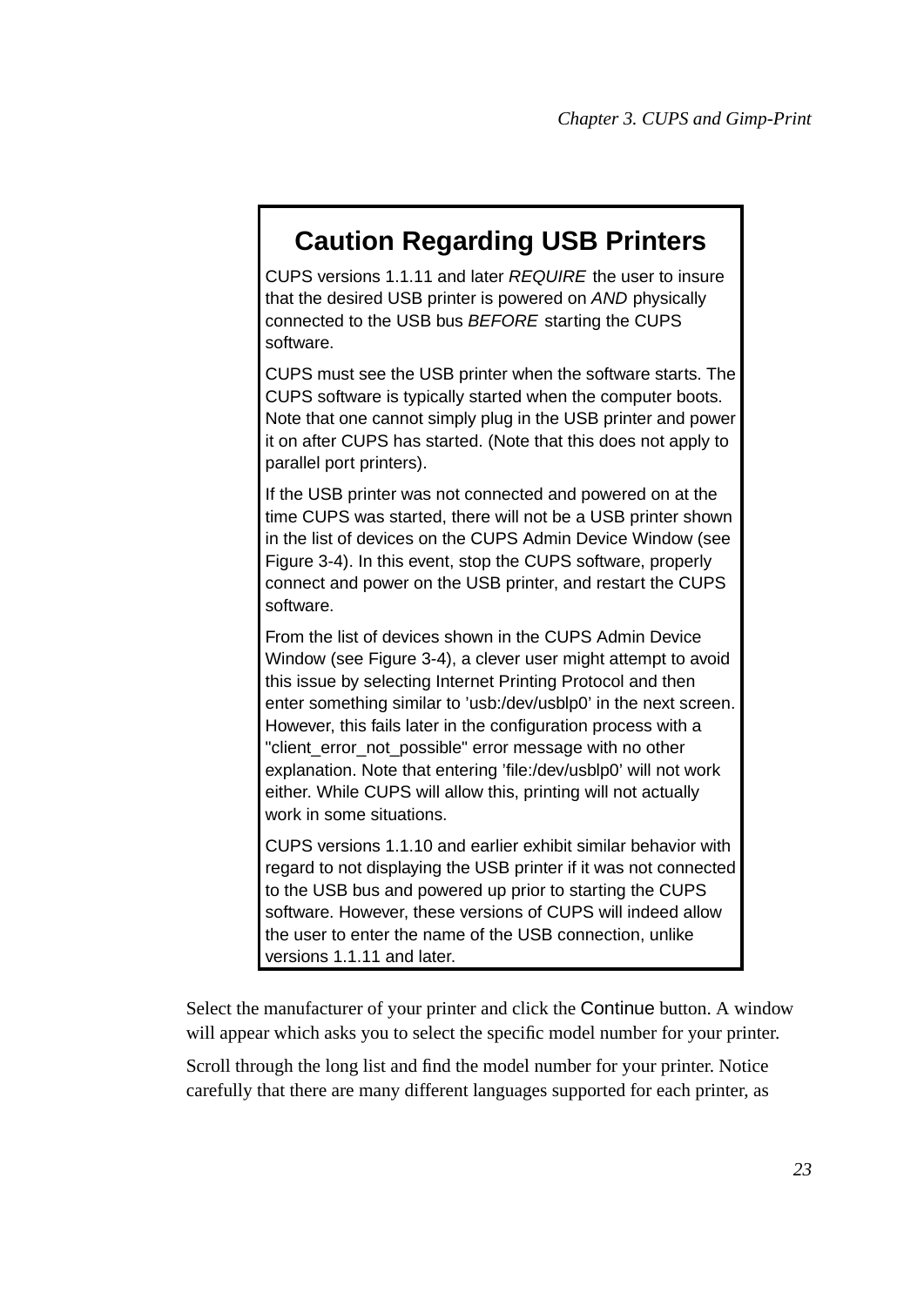## Caution Regarding USB Printers

CUPS versions 1.1.11 and later *REQUIRE* the user to insure that the desired USB printer is powered on *AND* physically connected to the USB bus *BEFORE* starting the CUPS software.

CUPS must see the USB printer when the software starts. The CUPS software is typically started when the computer boots. Note that one cannot simply plug in the USB printer and power it on after CUPS has started. (Note that this does not apply to parallel port printers).

If the USB printer was not connected and powered on at the time CUPS was started, there will not be a USB printer shown in the list of devices on the CUPS Admin Device Window (see Figure 3-4). In this event, stop the CUPS software, properly connect and power on the USB printer, and restart the CUPS software.

From the list of devices shown in the CUPS Admin Device Window (see Figure 3-4), a clever user might attempt to avoid this issue by selecting Internet Printing Protocol and then enter something similar to 'usb:/dev/usblp0' in the next screen. However, this fails later in the configuration process with a "client_error_not_possible" error message with no other explanation. Note that entering 'file:/dev/usblp0' will not work either. While CUPS will allow this, printing will not actually work in some situations.

CUPS versions 1.1.10 and earlier exhibit similar behavior with regard to not displaying the USB printer if it was not connected to the USB bus and powered up prior to starting the CUPS software. However, these versions of CUPS will indeed allow the user to enter the name of the USB connection, unlike versions 1.1.11 and later.

Select the manufacturer of your printer and click the Continue button. A window will appear which asks you to select the specific model number for your printer.

Scroll through the long list and find the model number for your printer. Notice carefully that there are many different languages supported for each printer, as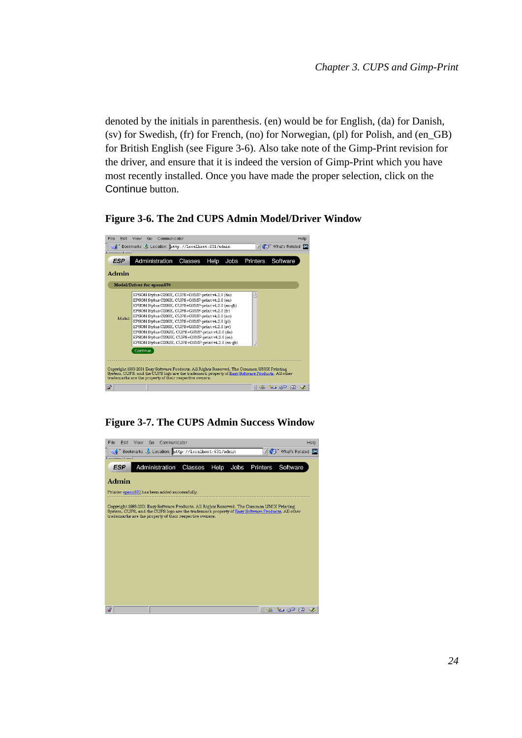denoted by the initials in parenthesis. (en) would be for English, (da) for Danish, (sv) for Swedish, (fr) for French, (no) for Norwegian, (pl) for Polish, and (en_GB) for British English (see Figure 3-6). Also take note of the Gimp-Print revision for the driver, and ensure that it is indeed the version of Gimp-Print which you have most recently installed. Once you have made the proper selection, click on the Continue button.

**Figure 3-6. The 2nd CUPS Admin Model/Driver Window**

**Figure 3-7. The CUPS Admin Success Window**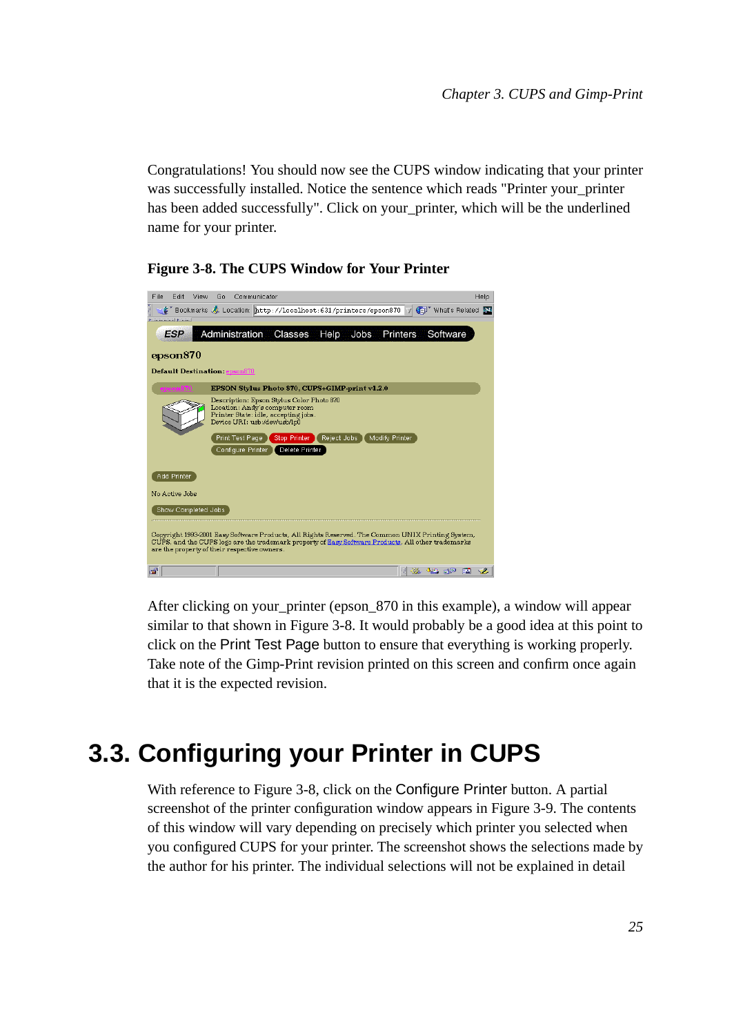Congratulations! You should now see the CUPS window indicating that your printer was successfully installed. Notice the sentence which reads "Printer your_printer has been added successfully". Click on your_printer, which will be the underlined name for your printer.

**Figure 3-8. The CUPS Window for Your Printer**

After clicking on your_printer (epson_870 in this example), a window will appear similar to that shown in Figure 3-8. It would probably be a good idea at this point to click on the Print Test Page button to ensure that everything is working properly. Take note of the Gimp-Print revision printed on this screen and confirm once again that it is the expected revision.

# 3.3. Configuring your Printer in CUPS

With reference to Figure 3-8, click on the Configure Printer button. A partial screenshot of the printer configuration window appears in Figure 3-9. The contents of this window will vary depending on precisely which printer you selected when you configured CUPS for your printer. The screenshot shows the selections made by the author for his printer. The individual selections will not be explained in detail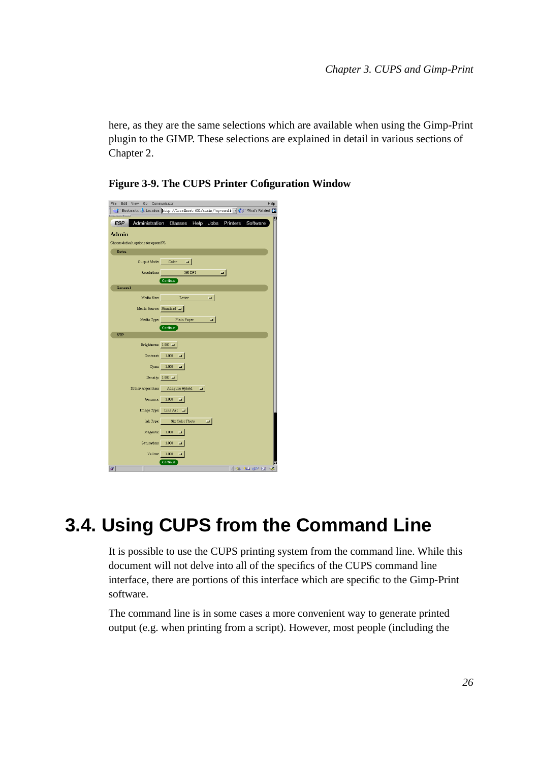here, as they are the same selections which are available when using the Gimp-Print plugin to the GIMP. These selections are explained in detail in various sections of Chapter 2.

**Figure 3-9. The CUPS Printer Cofiguration Window**

## 3.4. Using CUPS from the Command Line

It is possible to use the CUPS printing system from the command line. While this document will not delve into all of the specifics of the CUPS command line interface, there are portions of this interface which are specific to the Gimp-Print software.

The command line is in some cases a more convenient way to generate printed output (e.g. when printing from a script). However, most people (including the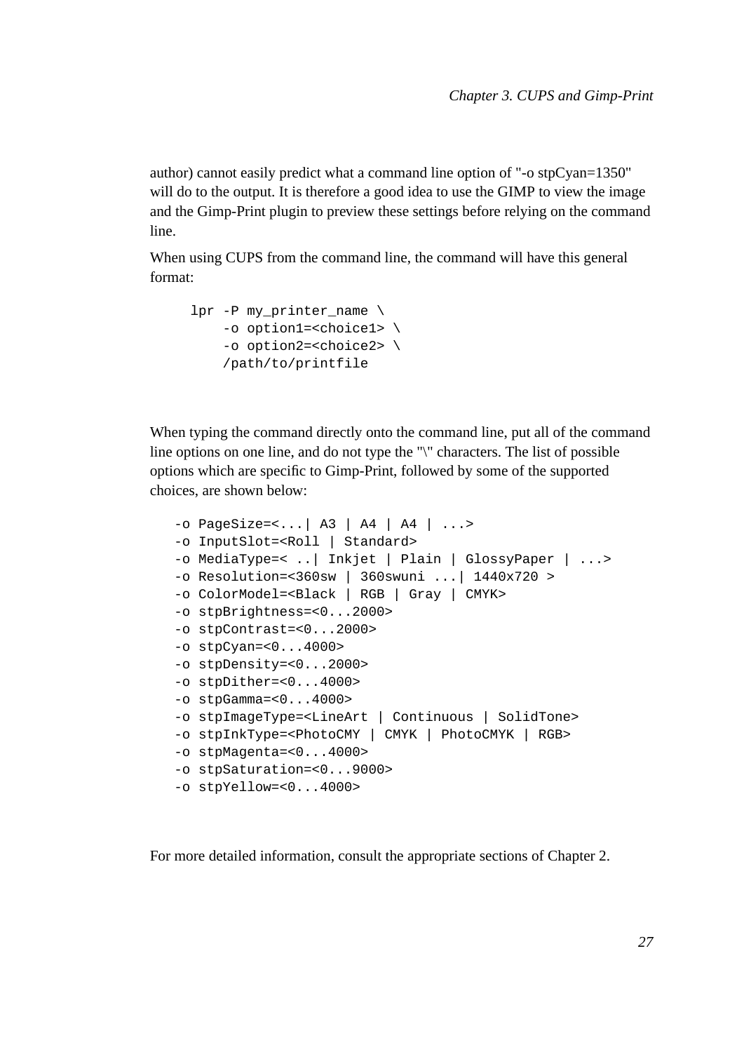author) cannot easily predict what a command line option of "-o stpCyan=1350" will do to the output. It is therefore a good idea to use the GIMP to view the image and the Gimp-Print plugin to preview these settings before relying on the command line.

When using CUPS from the command line, the command will have this general format:

```
lpr -P my_printer_name \
    -o option1=<choice1> \
    -o option2=<choice2> \
    /path/to/printfile
```

When typing the command directly onto the command line, put all of the command line options on one line, and do not type the "\" characters. The list of possible options which are specific to Gimp-Print, followed by some of the supported choices, are shown below:

```
-o PageSize=<...| A3 | A4 | A4 | ...>
-o InputSlot=<Roll | Standard>
-o MediaType=< ..| Inkjet | Plain | GlossyPaper | ...>
-o Resolution=<360sw | 360swuni ...| 1440x720 >
-o ColorModel=<Black | RGB | Gray | CMYK>
-o stpBrightness=<0...2000>
-o stpContrast=<0...2000>
-o stpCyan=<0...4000>
-o stpDensity=<0...2000>
-o stpDither=<0...4000>
-o stpGamma=<0...4000>
-o stpImageType=<LineArt | Continuous | SolidTone>
-o stpInkType=<PhotoCMY | CMYK | PhotoCMYK | RGB>
-o stpMagenta=<0...4000>
-o stpSaturation=<0...9000>
-o stpYellow=<0...4000>
```

For more detailed information, consult the appropriate sections of Chapter 2.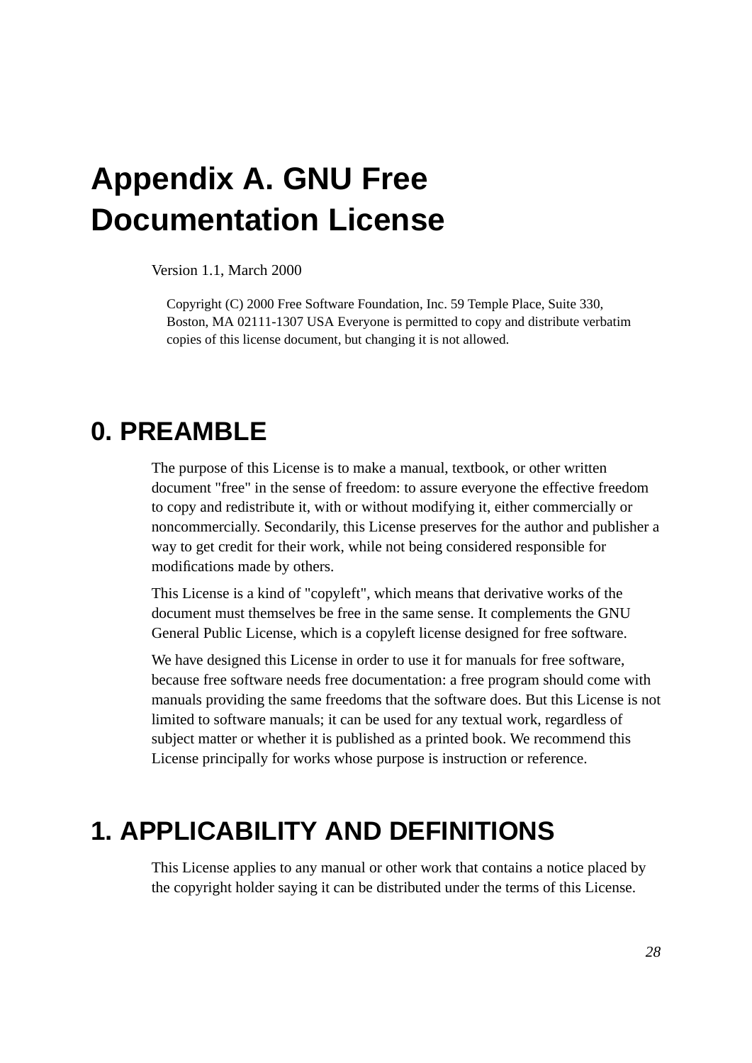# Appendix A. GNU Free Documentation License

Version 1.1, March 2000

Copyright (C) 2000 Free Software Foundation, Inc. 59 Temple Place, Suite 330, Boston, MA 02111-1307 USA Everyone is permitted to copy and distribute verbatim copies of this license document, but changing it is not allowed.

## 0. PREAMBLE

The purpose of this License is to make a manual, textbook, or other written document "free" in the sense of freedom: to assure everyone the effective freedom to copy and redistribute it, with or without modifying it, either commercially or noncommercially. Secondarily, this License preserves for the author and publisher a way to get credit for their work, while not being considered responsible for modifications made by others.

This License is a kind of "copyleft", which means that derivative works of the document must themselves be free in the same sense. It complements the GNU General Public License, which is a copyleft license designed for free software.

We have designed this License in order to use it for manuals for free software, because free software needs free documentation: a free program should come with manuals providing the same freedoms that the software does. But this License is not limited to software manuals; it can be used for any textual work, regardless of subject matter or whether it is published as a printed book. We recommend this License principally for works whose purpose is instruction or reference.

## 1. APPLICABILITY AND DEFINITIONS

This License applies to any manual or other work that contains a notice placed by the copyright holder saying it can be distributed under the terms of this License.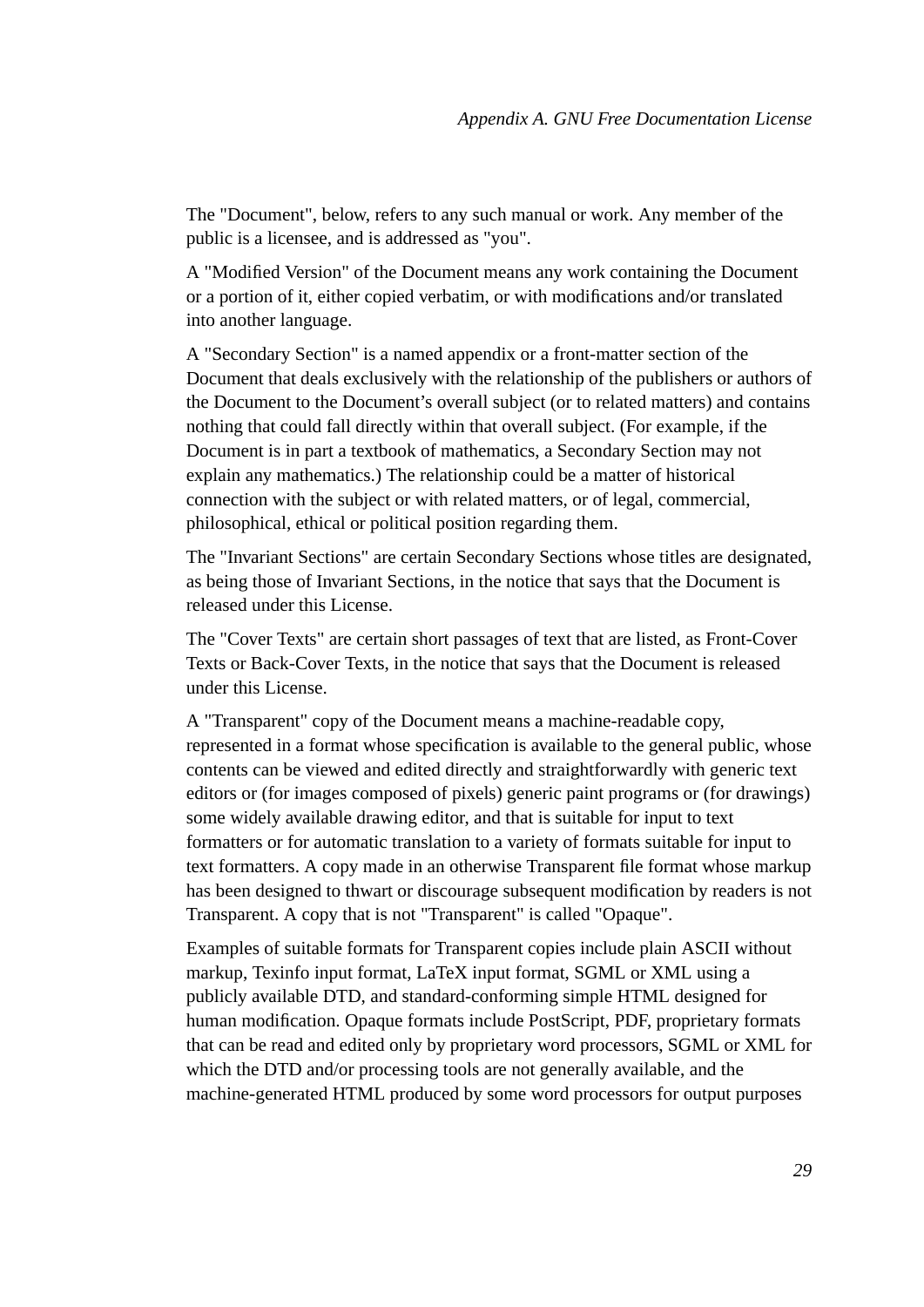The "Document", below, refers to any such manual or work. Any member of the public is a licensee, and is addressed as "you".

A "Modified Version" of the Document means any work containing the Document or a portion of it, either copied verbatim, or with modifications and/or translated into another language.

A "Secondary Section" is a named appendix or a front-matter section of the Document that deals exclusively with the relationship of the publishers or authors of the Document to the Document's overall subject (or to related matters) and contains nothing that could fall directly within that overall subject. (For example, if the Document is in part a textbook of mathematics, a Secondary Section may not explain any mathematics.) The relationship could be a matter of historical connection with the subject or with related matters, or of legal, commercial, philosophical, ethical or political position regarding them.

The "Invariant Sections" are certain Secondary Sections whose titles are designated, as being those of Invariant Sections, in the notice that says that the Document is released under this License.

The "Cover Texts" are certain short passages of text that are listed, as Front-Cover Texts or Back-Cover Texts, in the notice that says that the Document is released under this License.

A "Transparent" copy of the Document means a machine-readable copy, represented in a format whose specification is available to the general public, whose contents can be viewed and edited directly and straightforwardly with generic text editors or (for images composed of pixels) generic paint programs or (for drawings) some widely available drawing editor, and that is suitable for input to text formatters or for automatic translation to a variety of formats suitable for input to text formatters. A copy made in an otherwise Transparent file format whose markup has been designed to thwart or discourage subsequent modification by readers is not Transparent. A copy that is not "Transparent" is called "Opaque".

Examples of suitable formats for Transparent copies include plain ASCII without markup, Texinfo input format, LaTeX input format, SGML or XML using a publicly available DTD, and standard-conforming simple HTML designed for human modification. Opaque formats include PostScript, PDF, proprietary formats that can be read and edited only by proprietary word processors, SGML or XML for which the DTD and/or processing tools are not generally available, and the machine-generated HTML produced by some word processors for output purposes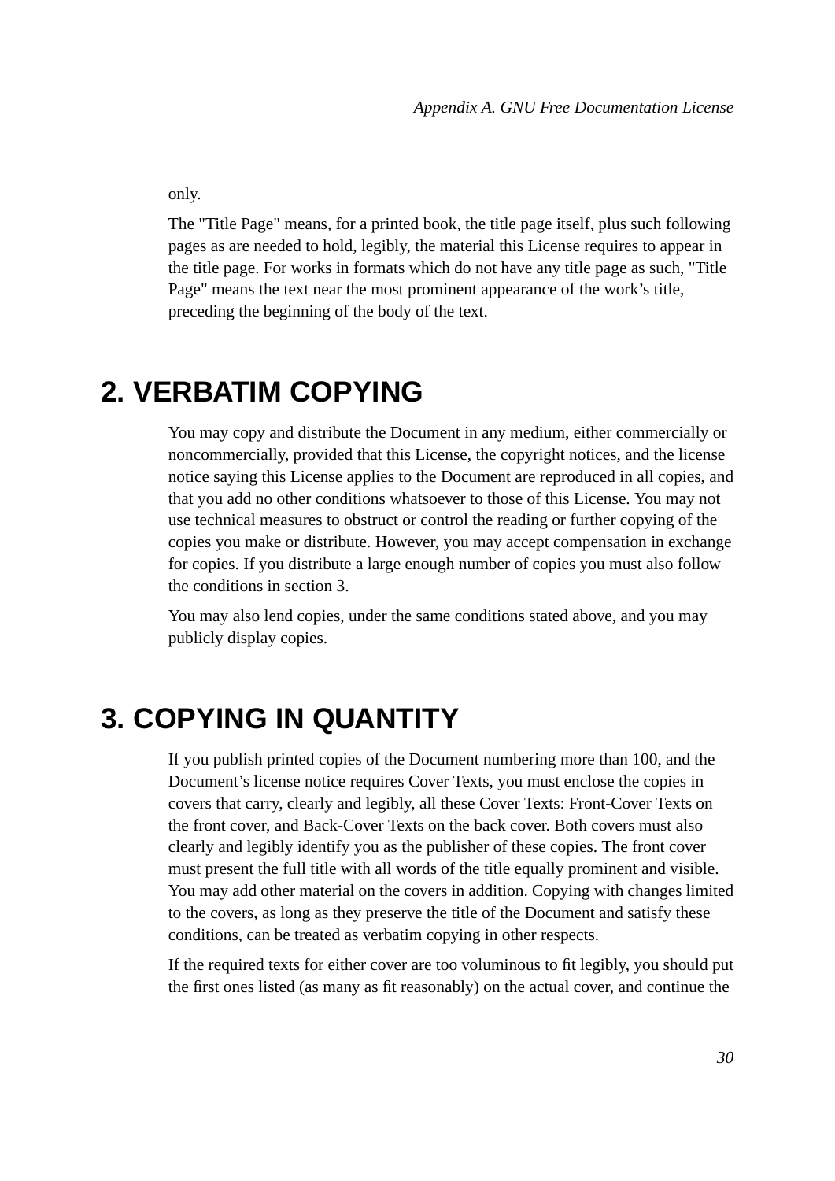only.

The "Title Page" means, for a printed book, the title page itself, plus such following pages as are needed to hold, legibly, the material this License requires to appear in the title page. For works in formats which do not have any title page as such, "Title Page" means the text near the most prominent appearance of the work's title, preceding the beginning of the body of the text.

# 2. VERBATIM COPYING

You may copy and distribute the Document in any medium, either commercially or noncommercially, provided that this License, the copyright notices, and the license notice saying this License applies to the Document are reproduced in all copies, and that you add no other conditions whatsoever to those of this License. You may not use technical measures to obstruct or control the reading or further copying of the copies you make or distribute. However, you may accept compensation in exchange for copies. If you distribute a large enough number of copies you must also follow the conditions in section 3.

You may also lend copies, under the same conditions stated above, and you may publicly display copies.

# 3. COPYING IN QUANTITY

If you publish printed copies of the Document numbering more than 100, and the Document's license notice requires Cover Texts, you must enclose the copies in covers that carry, clearly and legibly, all these Cover Texts: Front-Cover Texts on the front cover, and Back-Cover Texts on the back cover. Both covers must also clearly and legibly identify you as the publisher of these copies. The front cover must present the full title with all words of the title equally prominent and visible. You may add other material on the covers in addition. Copying with changes limited to the covers, as long as they preserve the title of the Document and satisfy these conditions, can be treated as verbatim copying in other respects.

If the required texts for either cover are too voluminous to fit legibly, you should put the first ones listed (as many as fit reasonably) on the actual cover, and continue the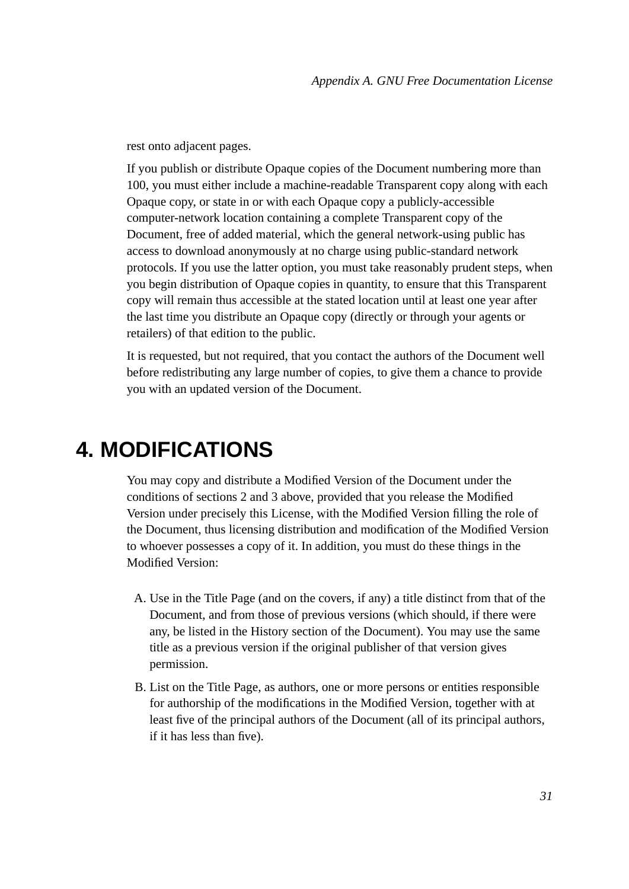rest onto adjacent pages.

If you publish or distribute Opaque copies of the Document numbering more than 100, you must either include a machine-readable Transparent copy along with each Opaque copy, or state in or with each Opaque copy a publicly-accessible computer-network location containing a complete Transparent copy of the Document, free of added material, which the general network-using public has access to download anonymously at no charge using public-standard network protocols. If you use the latter option, you must take reasonably prudent steps, when you begin distribution of Opaque copies in quantity, to ensure that this Transparent copy will remain thus accessible at the stated location until at least one year after the last time you distribute an Opaque copy (directly or through your agents or retailers) of that edition to the public.

It is requested, but not required, that you contact the authors of the Document well before redistributing any large number of copies, to give them a chance to provide you with an updated version of the Document.

# 4. MODIFICATIONS

You may copy and distribute a Modified Version of the Document under the conditions of sections 2 and 3 above, provided that you release the Modified Version under precisely this License, with the Modified Version filling the role of the Document, thus licensing distribution and modification of the Modified Version to whoever possesses a copy of it. In addition, you must do these things in the Modified Version:

A. Use in the Title Page (and on the covers, if any) a title distinct from that of the Document, and from those of previous versions (which should, if there were any, be listed in the History section of the Document). You may use the same title as a previous version if the original publisher of that version gives permission.

B. List on the Title Page, as authors, one or more persons or entities responsible for authorship of the modifications in the Modified Version, together with at least five of the principal authors of the Document (all of its principal authors, if it has less than five).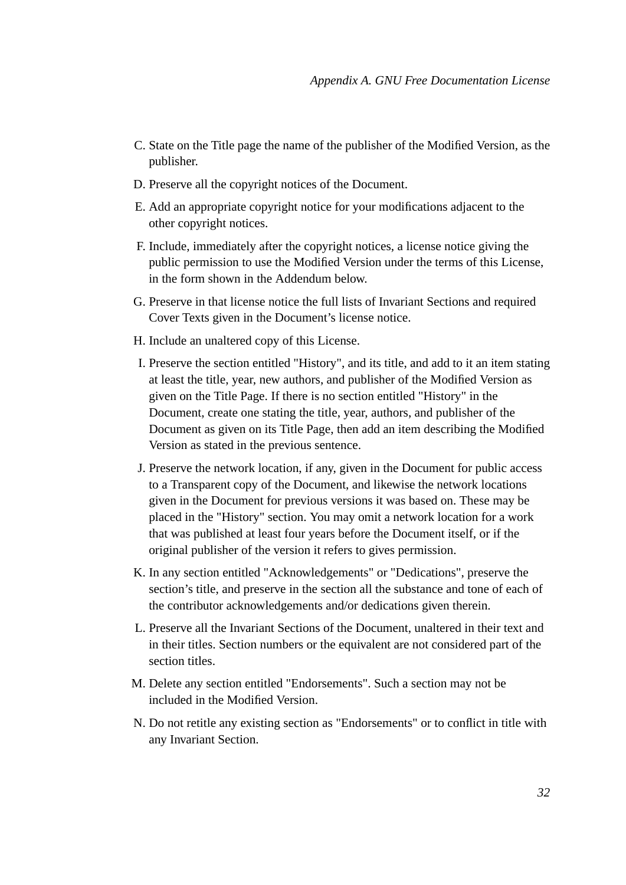C. State on the Title page the name of the publisher of the Modified Version, as the publisher.

D. Preserve all the copyright notices of the Document.

E. Add an appropriate copyright notice for your modifications adjacent to the other copyright notices.

F. Include, immediately after the copyright notices, a license notice giving the public permission to use the Modified Version under the terms of this License, in the form shown in the Addendum below.

G. Preserve in that license notice the full lists of Invariant Sections and required Cover Texts given in the Document's license notice.

H. Include an unaltered copy of this License.

I. Preserve the section entitled "History", and its title, and add to it an item stating at least the title, year, new authors, and publisher of the Modified Version as given on the Title Page. If there is no section entitled "History" in the Document, create one stating the title, year, authors, and publisher of the Document as given on its Title Page, then add an item describing the Modified Version as stated in the previous sentence.

J. Preserve the network location, if any, given in the Document for public access to a Transparent copy of the Document, and likewise the network locations given in the Document for previous versions it was based on. These may be placed in the "History" section. You may omit a network location for a work that was published at least four years before the Document itself, or if the original publisher of the version it refers to gives permission.

K. In any section entitled "Acknowledgements" or "Dedications", preserve the section's title, and preserve in the section all the substance and tone of each of the contributor acknowledgements and/or dedications given therein.

L. Preserve all the Invariant Sections of the Document, unaltered in their text and in their titles. Section numbers or the equivalent are not considered part of the section titles.

M. Delete any section entitled "Endorsements". Such a section may not be included in the Modified Version.

N. Do not retitle any existing section as "Endorsements" or to conflict in title with any Invariant Section.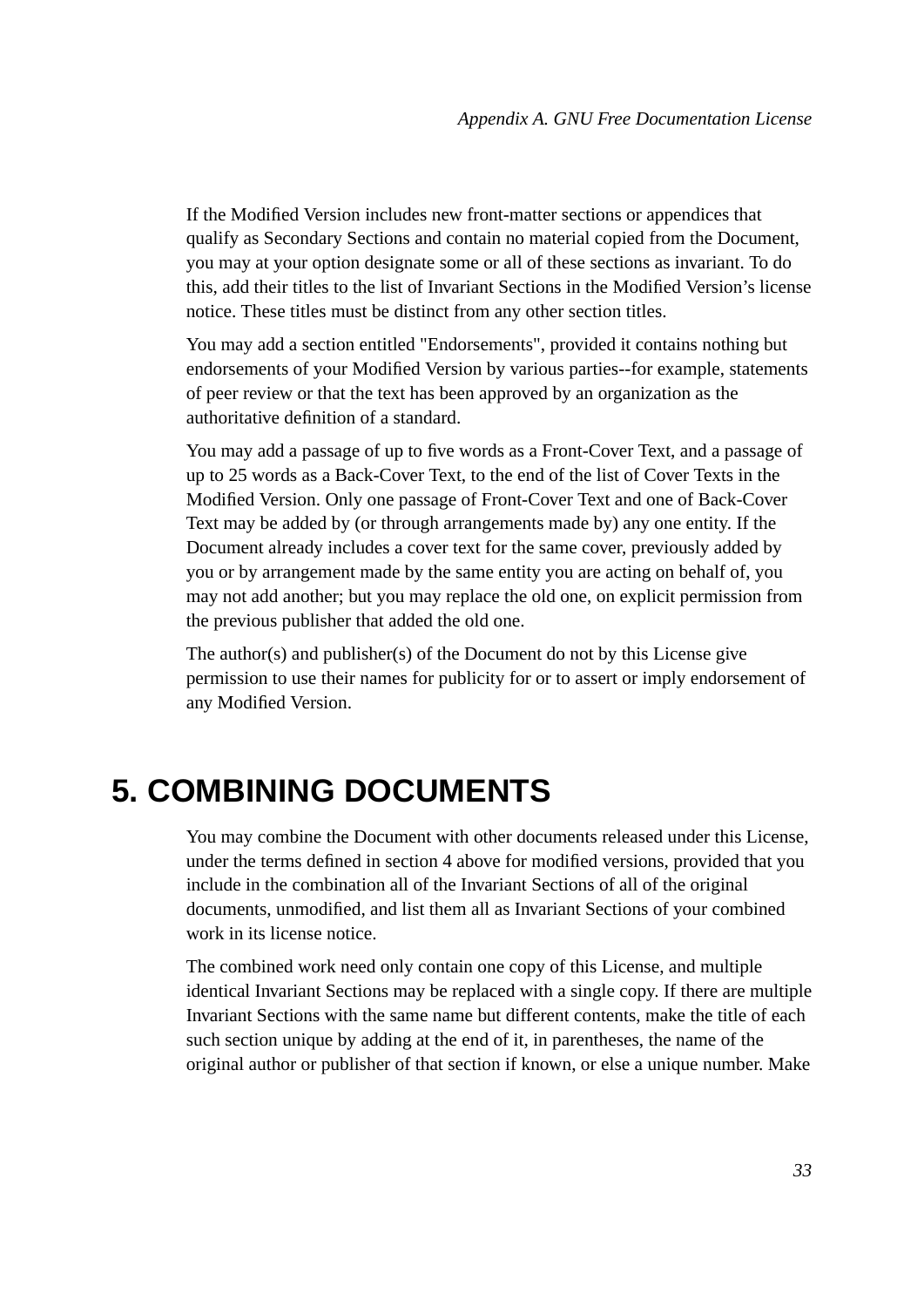If the Modified Version includes new front-matter sections or appendices that qualify as Secondary Sections and contain no material copied from the Document, you may at your option designate some or all of these sections as invariant. To do this, add their titles to the list of Invariant Sections in the Modified Version's license notice. These titles must be distinct from any other section titles.

You may add a section entitled "Endorsements", provided it contains nothing but endorsements of your Modified Version by various parties--for example, statements of peer review or that the text has been approved by an organization as the authoritative definition of a standard.

You may add a passage of up to five words as a Front-Cover Text, and a passage of up to 25 words as a Back-Cover Text, to the end of the list of Cover Texts in the Modified Version. Only one passage of Front-Cover Text and one of Back-Cover Text may be added by (or through arrangements made by) any one entity. If the Document already includes a cover text for the same cover, previously added by you or by arrangement made by the same entity you are acting on behalf of, you may not add another; but you may replace the old one, on explicit permission from the previous publisher that added the old one.

The author(s) and publisher(s) of the Document do not by this License give permission to use their names for publicity for or to assert or imply endorsement of any Modified Version.

# 5. COMBINING DOCUMENTS

You may combine the Document with other documents released under this License, under the terms defined in section 4 above for modified versions, provided that you include in the combination all of the Invariant Sections of all of the original documents, unmodified, and list them all as Invariant Sections of your combined work in its license notice.

The combined work need only contain one copy of this License, and multiple identical Invariant Sections may be replaced with a single copy. If there are multiple Invariant Sections with the same name but different contents, make the title of each such section unique by adding at the end of it, in parentheses, the name of the original author or publisher of that section if known, or else a unique number. Make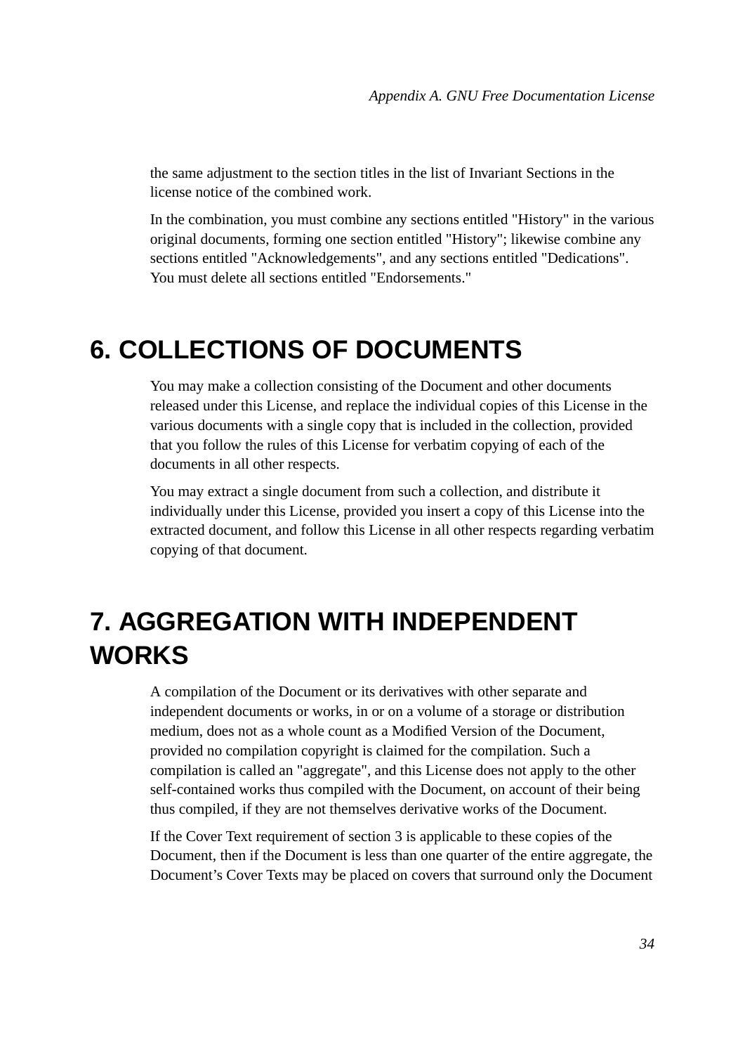the same adjustment to the section titles in the list of Invariant Sections in the license notice of the combined work.

In the combination, you must combine any sections entitled "History" in the various original documents, forming one section entitled "History"; likewise combine any sections entitled "Acknowledgements", and any sections entitled "Dedications". You must delete all sections entitled "Endorsements."

# 6. COLLECTIONS OF DOCUMENTS

You may make a collection consisting of the Document and other documents released under this License, and replace the individual copies of this License in the various documents with a single copy that is included in the collection, provided that you follow the rules of this License for verbatim copying of each of the documents in all other respects.

You may extract a single document from such a collection, and distribute it individually under this License, provided you insert a copy of this License into the extracted document, and follow this License in all other respects regarding verbatim copying of that document.

# 7. AGGREGATION WITH INDEPENDENT WORKS

A compilation of the Document or its derivatives with other separate and independent documents or works, in or on a volume of a storage or distribution medium, does not as a whole count as a Modified Version of the Document, provided no compilation copyright is claimed for the compilation. Such a compilation is called an "aggregate", and this License does not apply to the other self-contained works thus compiled with the Document, on account of their being thus compiled, if they are not themselves derivative works of the Document.

If the Cover Text requirement of section 3 is applicable to these copies of the Document, then if the Document is less than one quarter of the entire aggregate, the Document's Cover Texts may be placed on covers that surround only the Document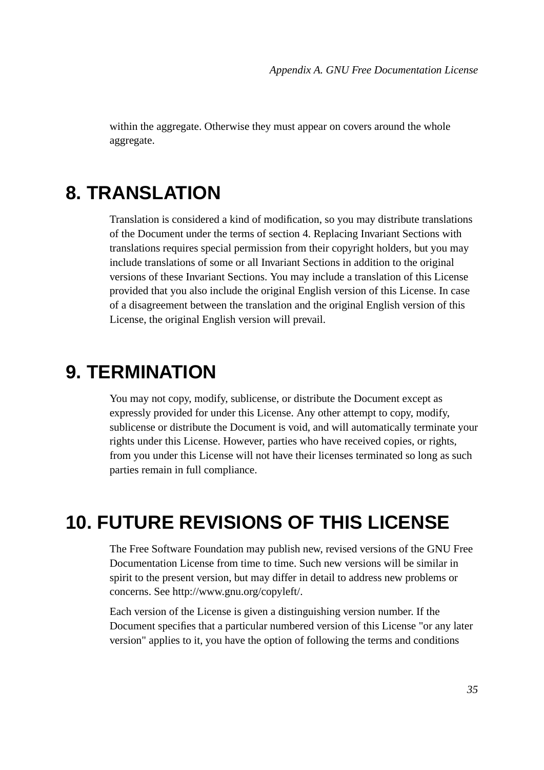within the aggregate. Otherwise they must appear on covers around the whole aggregate.

## 8. TRANSLATION

Translation is considered a kind of modification, so you may distribute translations of the Document under the terms of section 4. Replacing Invariant Sections with translations requires special permission from their copyright holders, but you may include translations of some or all Invariant Sections in addition to the original versions of these Invariant Sections. You may include a translation of this License provided that you also include the original English version of this License. In case of a disagreement between the translation and the original English version of this License, the original English version will prevail.

## 9. TERMINATION

You may not copy, modify, sublicense, or distribute the Document except as expressly provided for under this License. Any other attempt to copy, modify, sublicense or distribute the Document is void, and will automatically terminate your rights under this License. However, parties who have received copies, or rights, from you under this License will not have their licenses terminated so long as such parties remain in full compliance.

## 10. FUTURE REVISIONS OF THIS LICENSE

The Free Software Foundation may publish new, revised versions of the GNU Free Documentation License from time to time. Such new versions will be similar in spirit to the present version, but may differ in detail to address new problems or concerns. See http://www.gnu.org/copyleft/.

Each version of the License is given a distinguishing version number. If the Document specifies that a particular numbered version of this License "or any later version" applies to it, you have the option of following the terms and conditions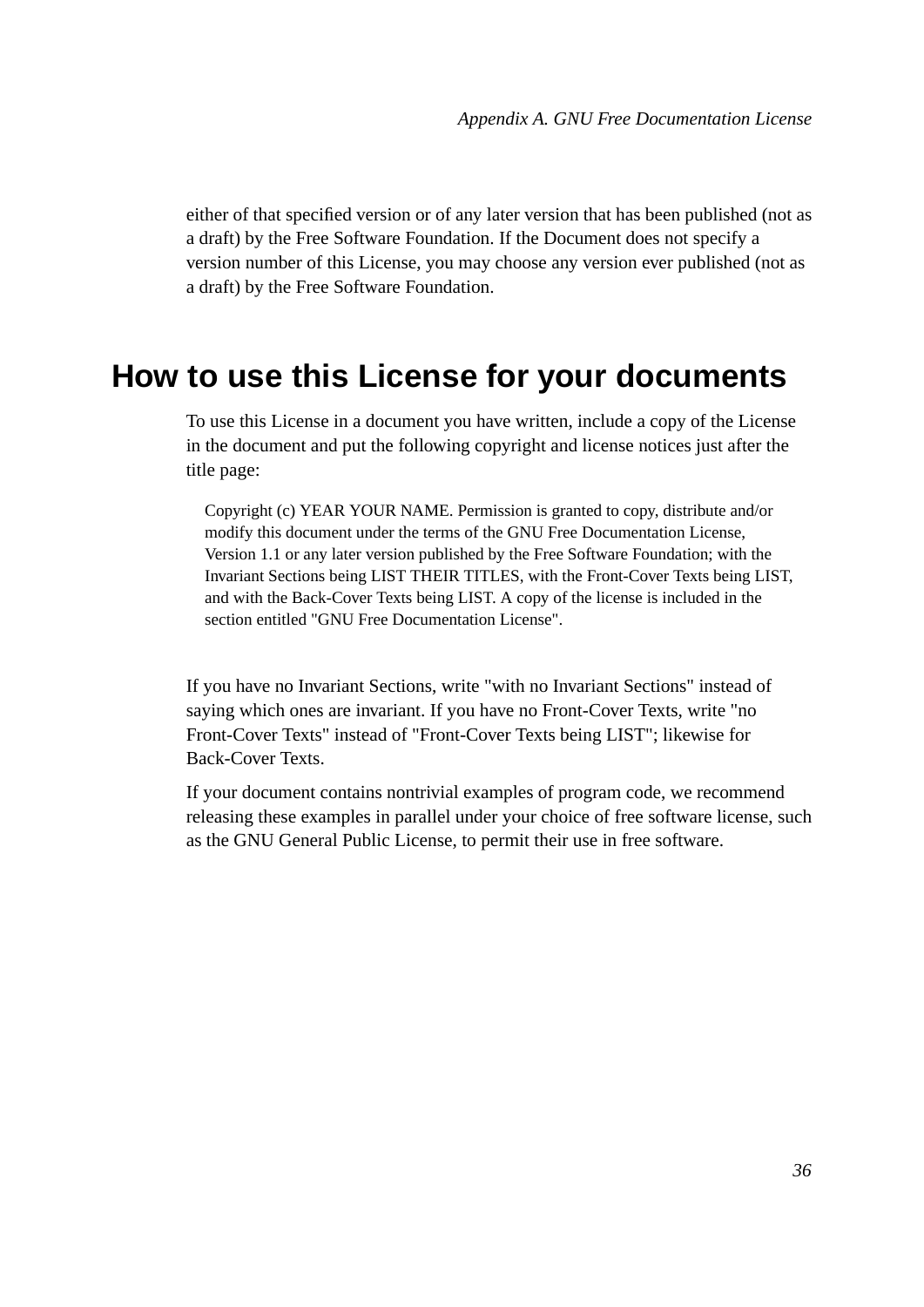either of that specified version or of any later version that has been published (not as a draft) by the Free Software Foundation. If the Document does not specify a version number of this License, you may choose any version ever published (not as a draft) by the Free Software Foundation.

## How to use this License for your documents

To use this License in a document you have written, include a copy of the License in the document and put the following copyright and license notices just after the title page:

> Copyright (c) YEAR YOUR NAME. Permission is granted to copy, distribute and/or modify this document under the terms of the GNU Free Documentation License, Version 1.1 or any later version published by the Free Software Foundation; with the Invariant Sections being LIST THEIR TITLES, with the Front-Cover Texts being LIST, and with the Back-Cover Texts being LIST. A copy of the license is included in the section entitled "GNU Free Documentation License".

If you have no Invariant Sections, write "with no Invariant Sections" instead of saying which ones are invariant. If you have no Front-Cover Texts, write "no Front-Cover Texts" instead of "Front-Cover Texts being LIST"; likewise for Back-Cover Texts.

If your document contains nontrivial examples of program code, we recommend releasing these examples in parallel under your choice of free software license, such as the GNU General Public License, to permit their use in free software.